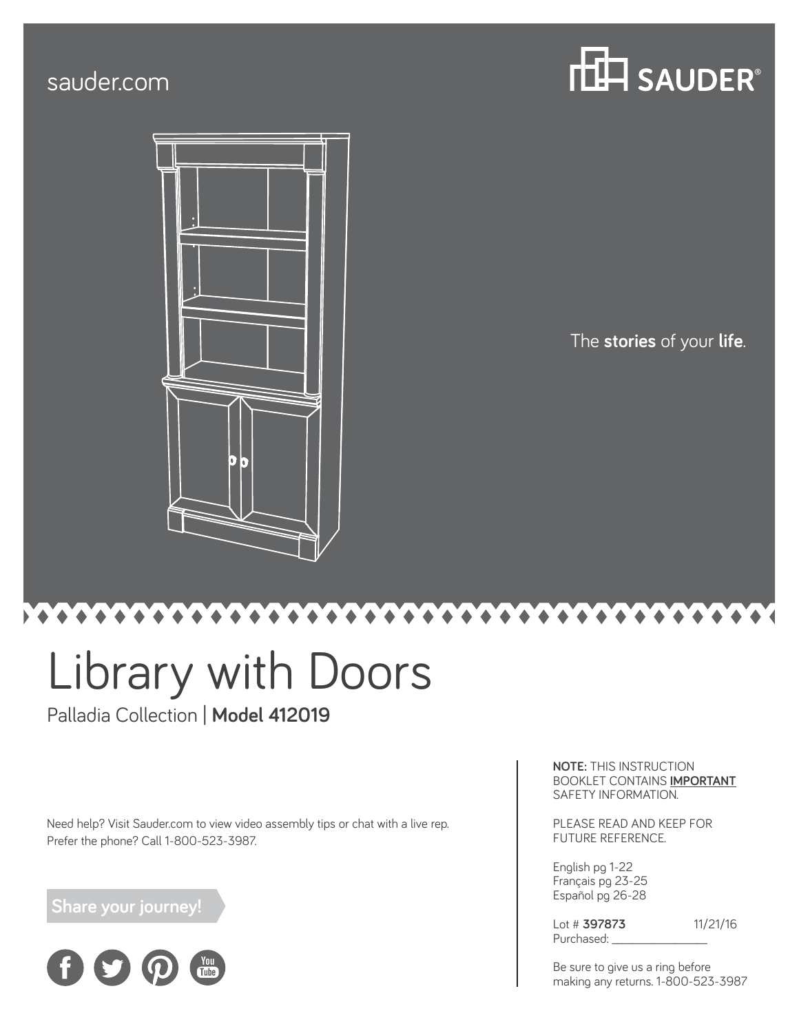sauder.com

SAUDER®

The **stories** of your **life**.

# Library with Doors

Palladia Collection | **Model 412019**

Need help? Visit Sauder.com to view video assembly tips or chat with a live rep.
Prefer the phone? Call 1-800-523-3987.

**Share your journey!**

**NOTE:** THIS INSTRUCTION BOOKLET CONTAINS **IMPORTANT** SAFETY INFORMATION.

PLEASE READ AND KEEP FOR FUTURE REFERENCE.

English pg 1-22
Français pg 23-25
Español pg 26-28

Lot # **397873** 11/21/16
Purchased: _______________

Be sure to give us a ring before making any returns. 1-800-523-3987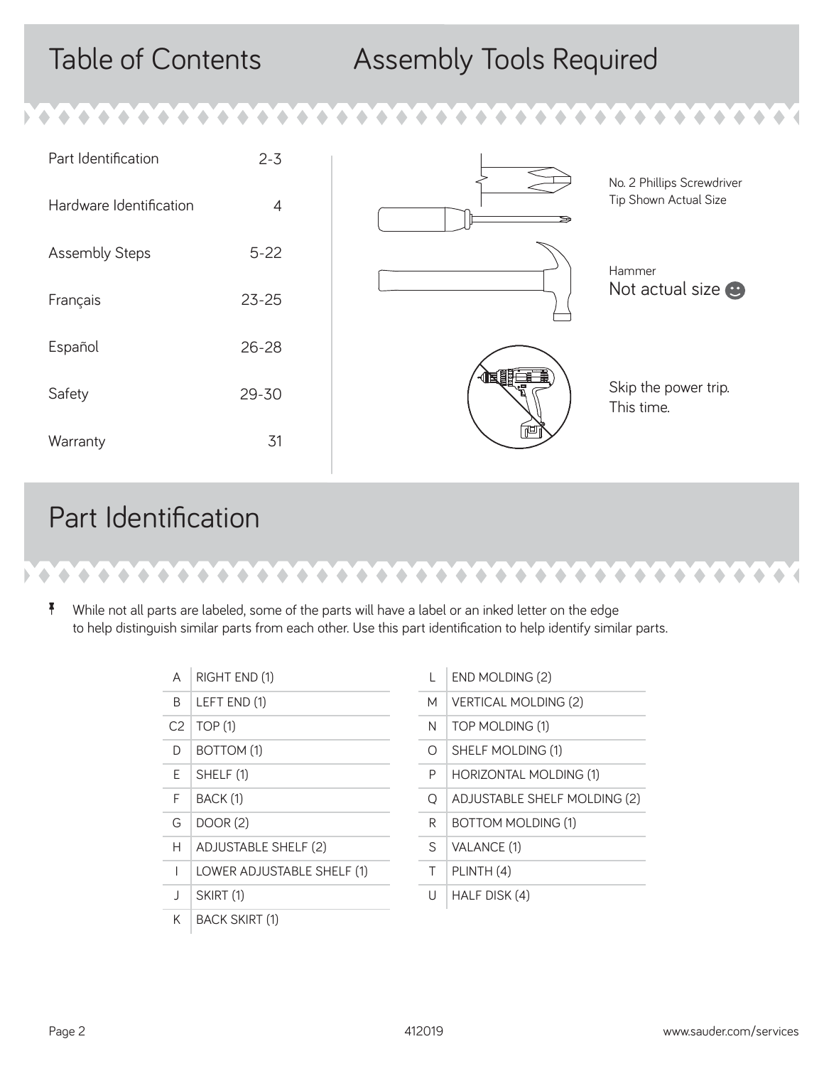## Table of Contents

| | |
|---|---|
| Part Identification | 2-3 |
| Hardware Identification | 4 |
| Assembly Steps | 5-22 |
| Français | 23-25 |
| Español | 26-28 |
| Safety | 29-30 |
| Warranty | 31 |

## Assembly Tools Required

No. 2 Phillips Screwdriver
Tip Shown Actual Size

Hammer
Not actual size 😊

Skip the power trip.
This time.

## Part Identification

While not all parts are labeled, some of the parts will have a label or an inked letter on the edge to help distinguish similar parts from each other. Use this part identification to help identify similar parts.

| | |
|---|---|
| A | RIGHT END (1) |
| B | LEFT END (1) |
| C2 | TOP (1) |
| D | BOTTOM (1) |
| E | SHELF (1) |
| F | BACK (1) |
| G | DOOR (2) |
| H | ADJUSTABLE SHELF (2) |
| I | LOWER ADJUSTABLE SHELF (1) |
| J | SKIRT (1) |
| K | BACK SKIRT (1) |

| | |
|---|---|
| L | END MOLDING (2) |
| M | VERTICAL MOLDING (2) |
| N | TOP MOLDING (1) |
| O | SHELF MOLDING (1) |
| P | HORIZONTAL MOLDING (1) |
| Q | ADJUSTABLE SHELF MOLDING (2) |
| R | BOTTOM MOLDING (1) |
| S | VALANCE (1) |
| T | PLINTH (4) |
| U | HALF DISK (4) |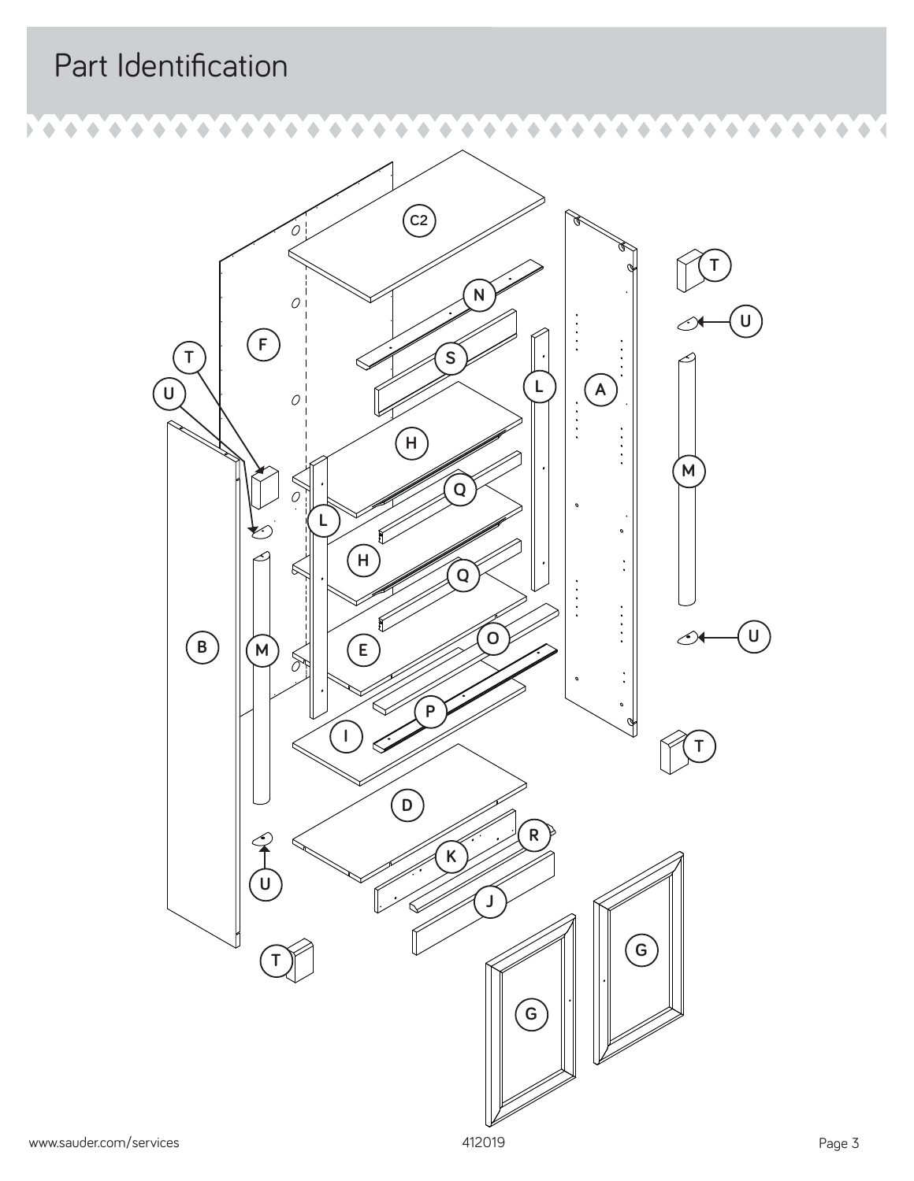# Part Identification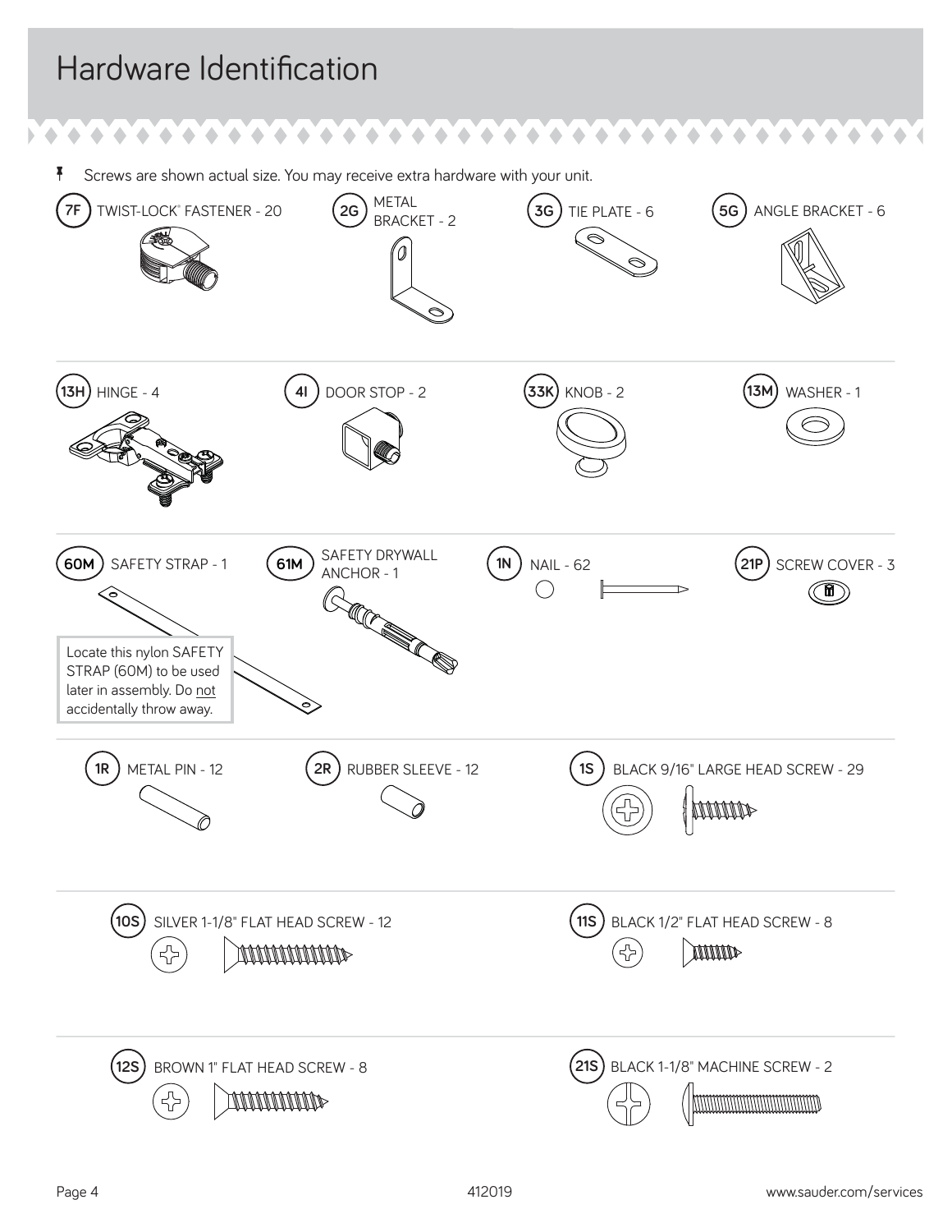# Hardware Identification

Screws are shown actual size. You may receive extra hardware with your unit.

- **7F** TWIST-LOCK® FASTENER - 20
- **2G** METAL BRACKET - 2
- **3G** TIE PLATE - 6
- **5G** ANGLE BRACKET - 6
- **13H** HINGE - 4
- **4I** DOOR STOP - 2
- **33K** KNOB - 2
- **13M** WASHER - 1
- **60M** SAFETY STRAP - 1
- **61M** SAFETY DRYWALL ANCHOR - 1
- **1N** NAIL - 62
- **21P** SCREW COVER - 3

Locate this nylon SAFETY STRAP (60M) to be used later in assembly. Do not accidentally throw away.

- **1R** METAL PIN - 12
- **2R** RUBBER SLEEVE - 12
- **1S** BLACK 9/16" LARGE HEAD SCREW - 29
- **10S** SILVER 1-1/8" FLAT HEAD SCREW - 12
- **11S** BLACK 1/2" FLAT HEAD SCREW - 8
- **12S** BROWN 1" FLAT HEAD SCREW - 8
- **21S** BLACK 1-1/8" MACHINE SCREW - 2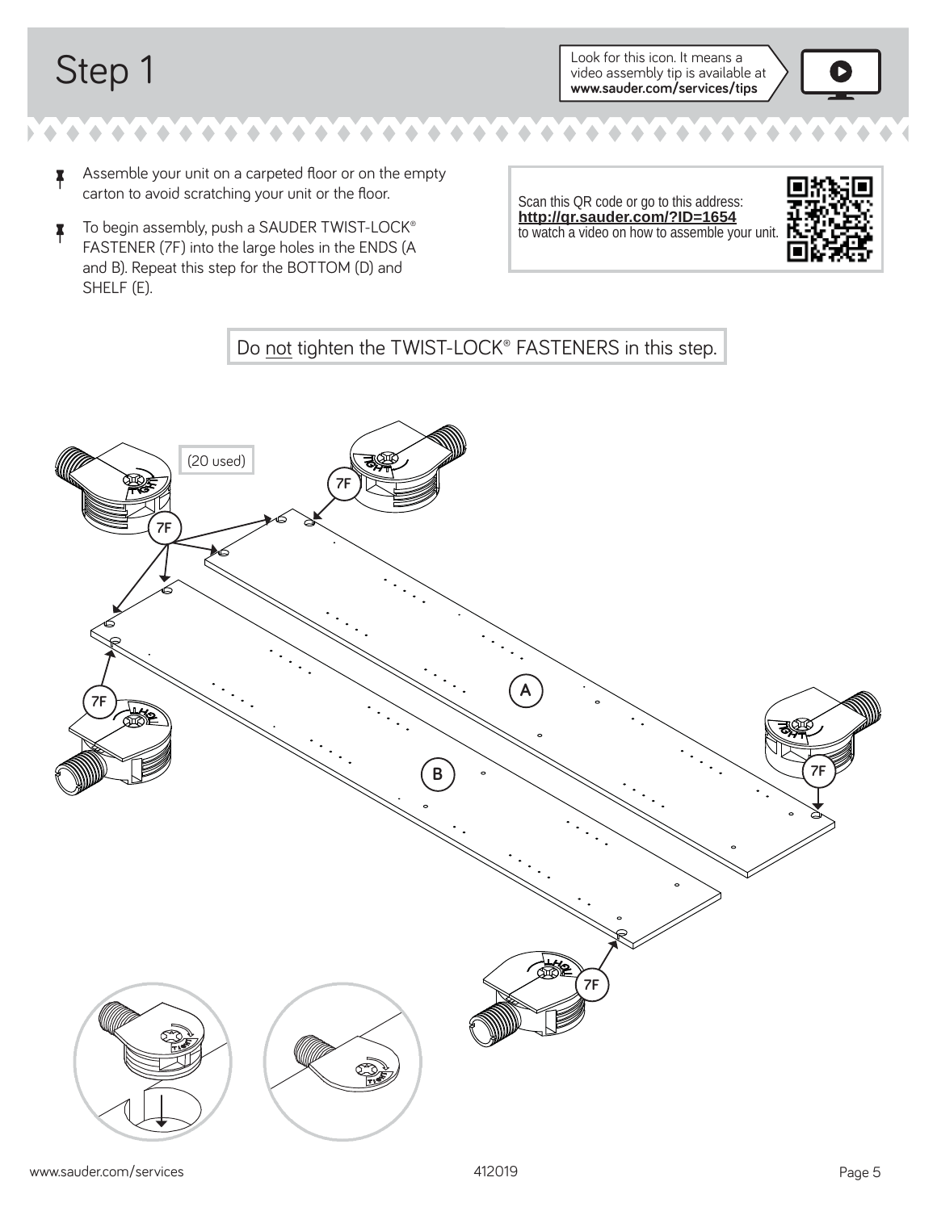# Step 1

Look for this icon. It means a video assembly tip is available at **www.sauder.com/services/tips**

- Assemble your unit on a carpeted floor or on the empty carton to avoid scratching your unit or the floor.
- To begin assembly, push a SAUDER TWIST-LOCK® FASTENER (7F) into the large holes in the ENDS (A and B). Repeat this step for the BOTTOM (D) and SHELF (E).

Scan this QR code or go to this address:
**http://qr.sauder.com/?ID=1654**
to watch a video on how to assemble your unit.

Do not tighten the TWIST-LOCK® FASTENERS in this step.

(20 used)

7F

A

B

www.sauder.com/services

412019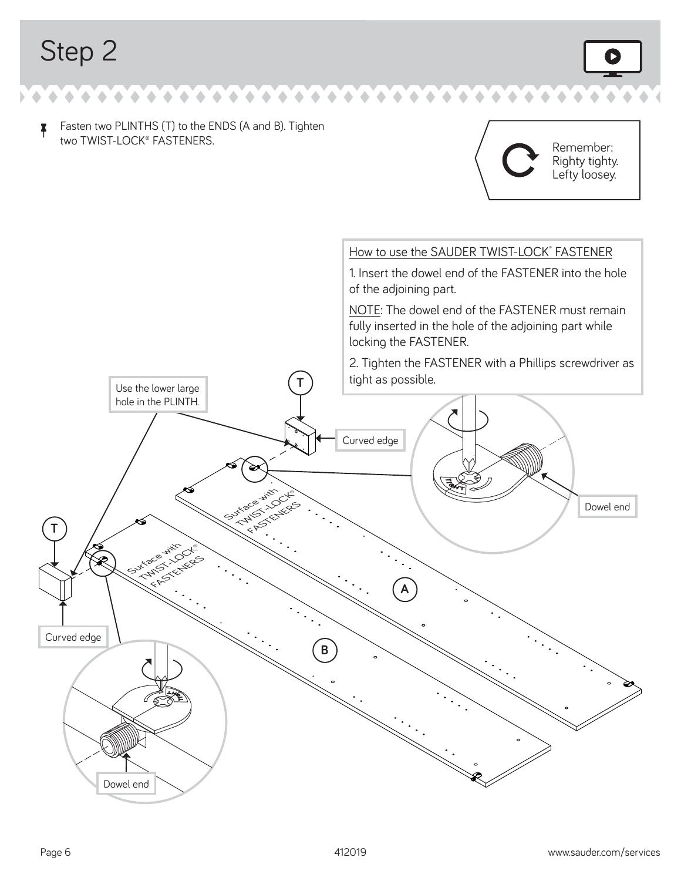# Step 2

Fasten two PLINTHS (T) to the ENDS (A and B). Tighten two TWIST-LOCK® FASTENERS.

Remember:
Righty tighty.
Lefty loosey.

How to use the SAUDER TWIST-LOCK® FASTENER

1. Insert the dowel end of the FASTENER into the hole of the adjoining part.

NOTE: The dowel end of the FASTENER must remain fully inserted in the hole of the adjoining part while locking the FASTENER.

2. Tighten the FASTENER with a Phillips screwdriver as tight as possible.

Use the lower large hole in the PLINTH.

T

Curved edge

Surface with TWIST-LOCK® FASTENERS

A

B

Dowel end

TIGHT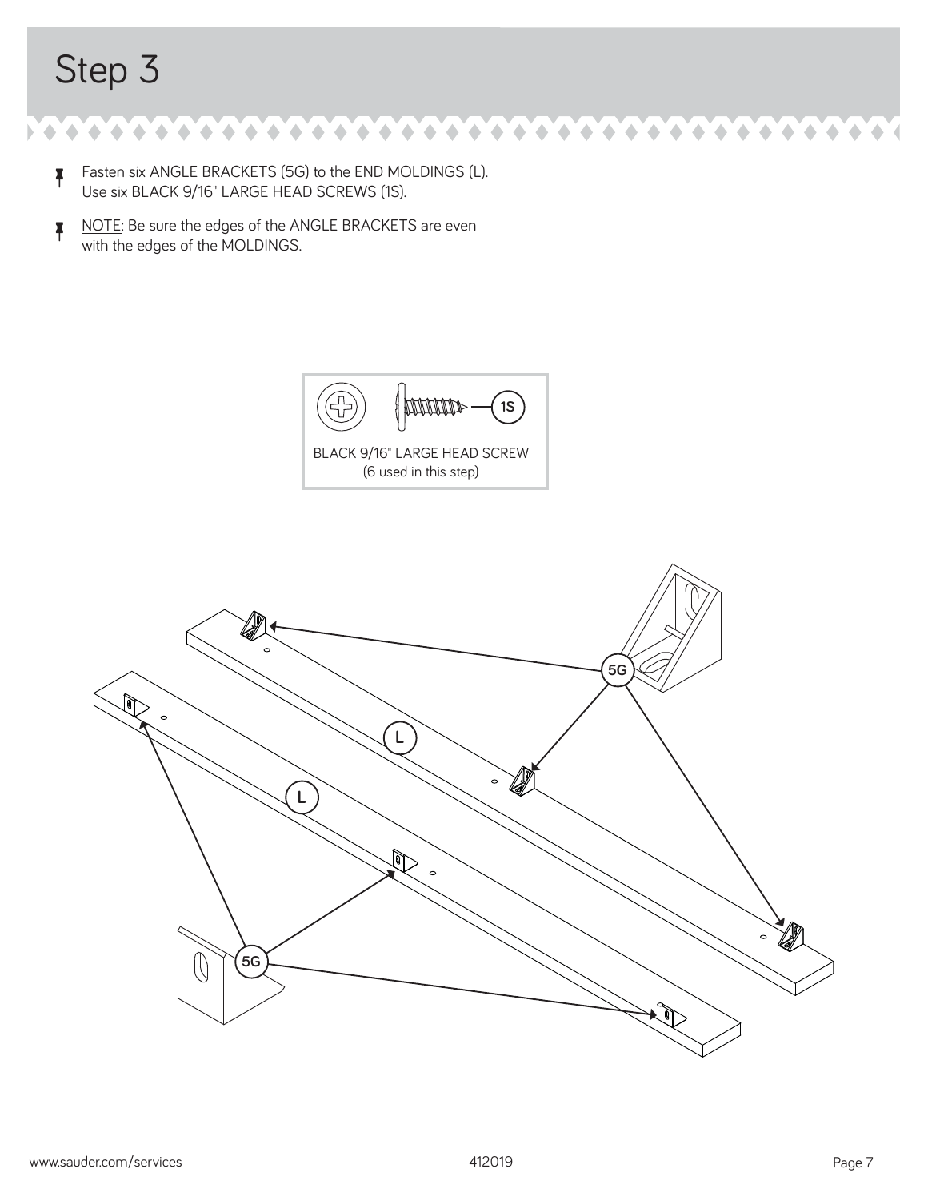# Step 3

- Fasten six ANGLE BRACKETS (5G) to the END MOLDINGS (L). Use six BLACK 9/16" LARGE HEAD SCREWS (1S).
- NOTE: Be sure the edges of the ANGLE BRACKETS are even with the edges of the MOLDINGS.

1S

BLACK 9/16" LARGE HEAD SCREW
(6 used in this step)

5G

L

L

5G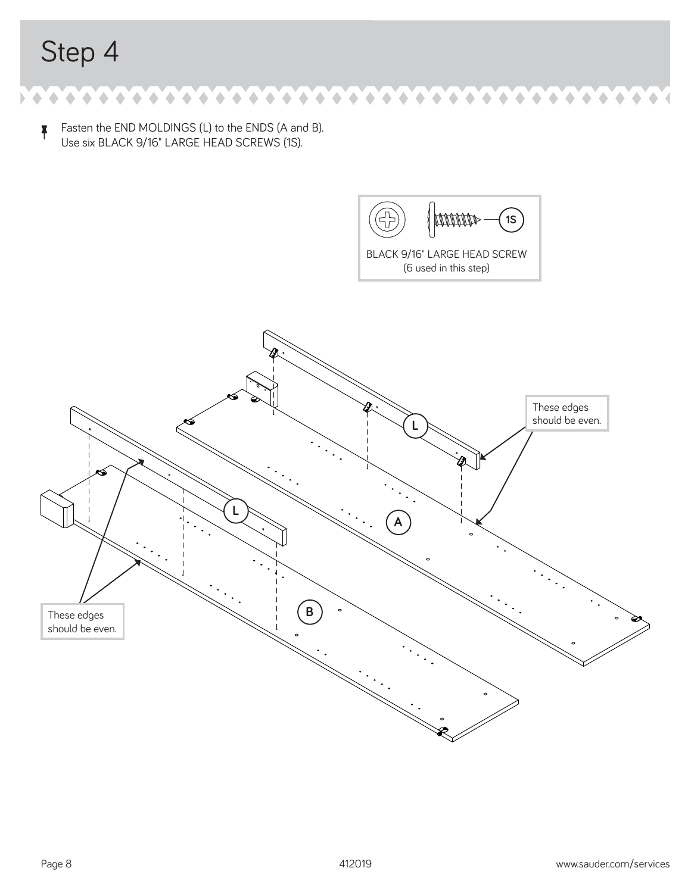# Step 4

Fasten the END MOLDINGS (L) to the ENDS (A and B).
Use six BLACK 9/16" LARGE HEAD SCREWS (1S).

1S

BLACK 9/16" LARGE HEAD SCREW
(6 used in this step)

L

These edges should be even.

A

L

These edges should be even.

B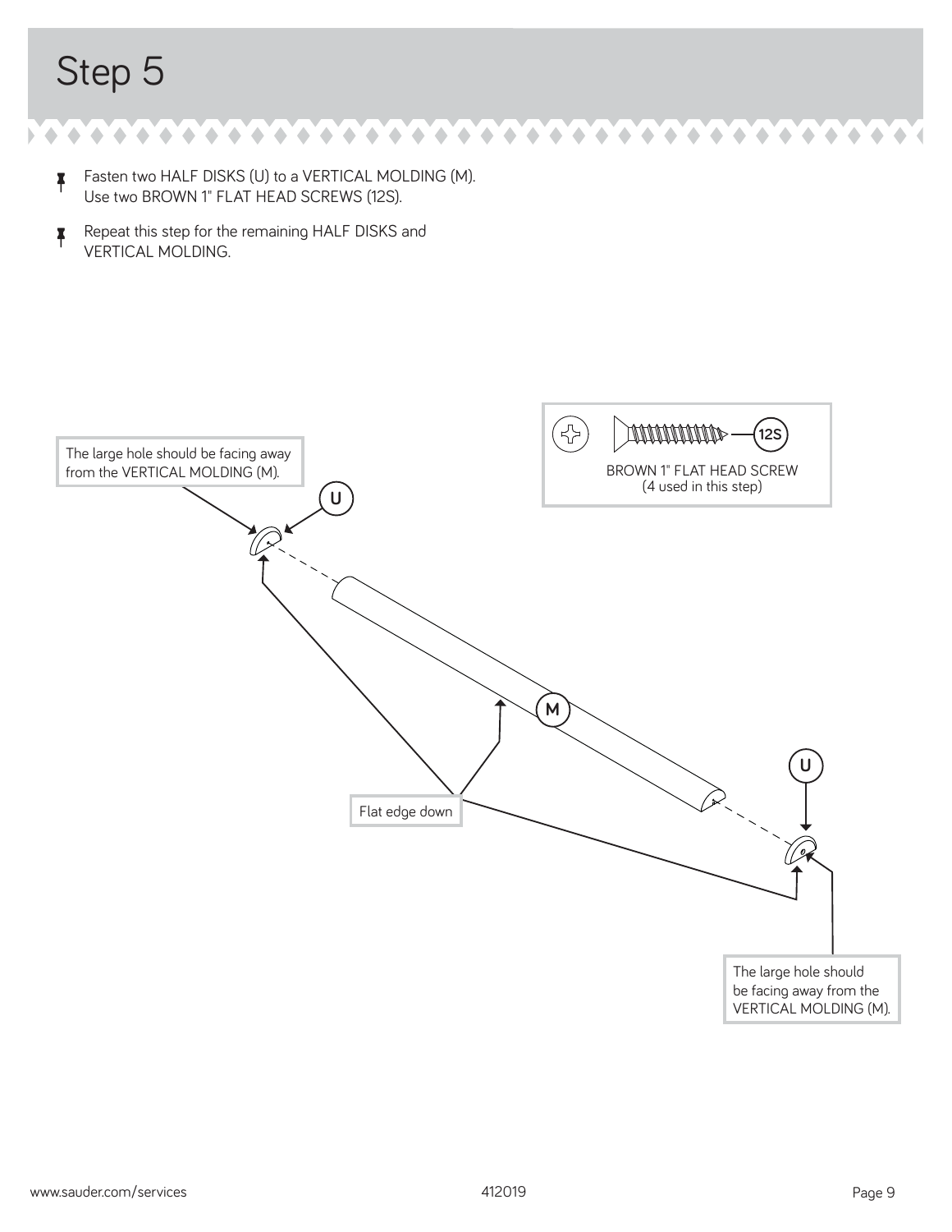# Step 5

- Fasten two HALF DISKS (U) to a VERTICAL MOLDING (M). Use two BROWN 1" FLAT HEAD SCREWS (12S).
- Repeat this step for the remaining HALF DISKS and VERTICAL MOLDING.

12S — BROWN 1" FLAT HEAD SCREW (4 used in this step)

The large hole should be facing away from the VERTICAL MOLDING (M).

U

M

Flat edge down

U

The large hole should be facing away from the VERTICAL MOLDING (M).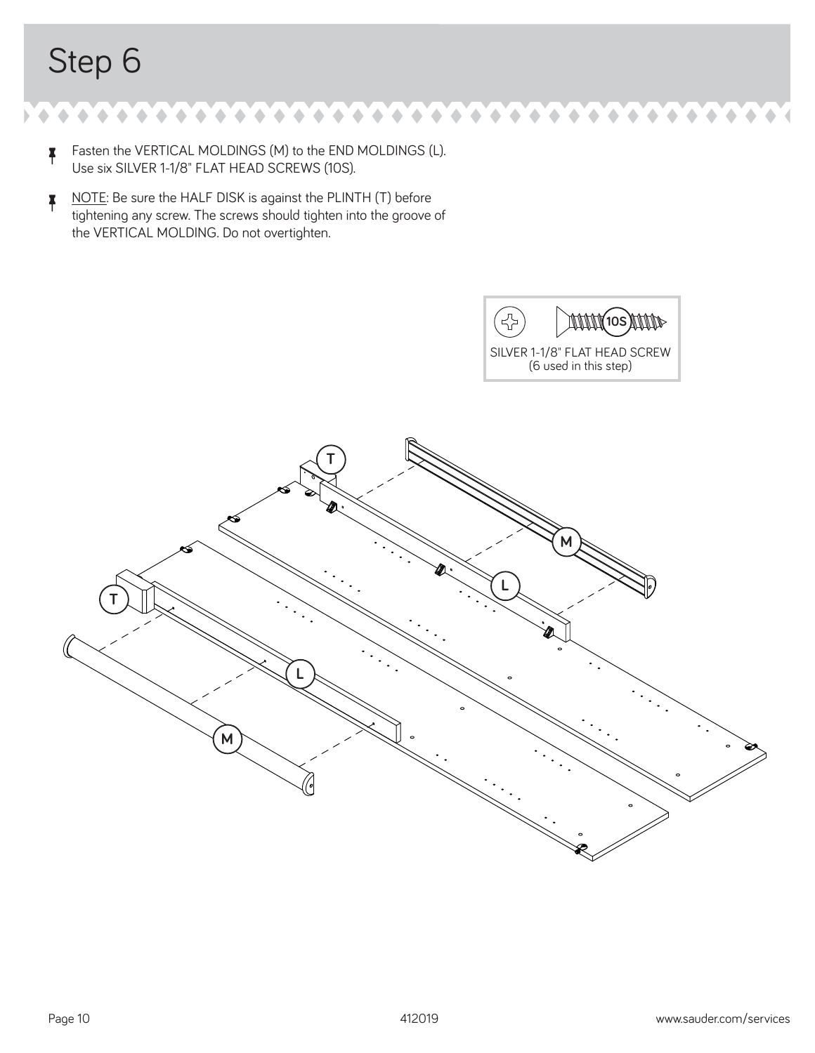# Step 6

- Fasten the VERTICAL MOLDINGS (M) to the END MOLDINGS (L). Use six SILVER 1-1/8" FLAT HEAD SCREWS (10S).
- NOTE: Be sure the HALF DISK is against the PLINTH (T) before tightening any screw. The screws should tighten into the groove of the VERTICAL MOLDING. Do not overtighten.

10S
SILVER 1-1/8" FLAT HEAD SCREW
(6 used in this step)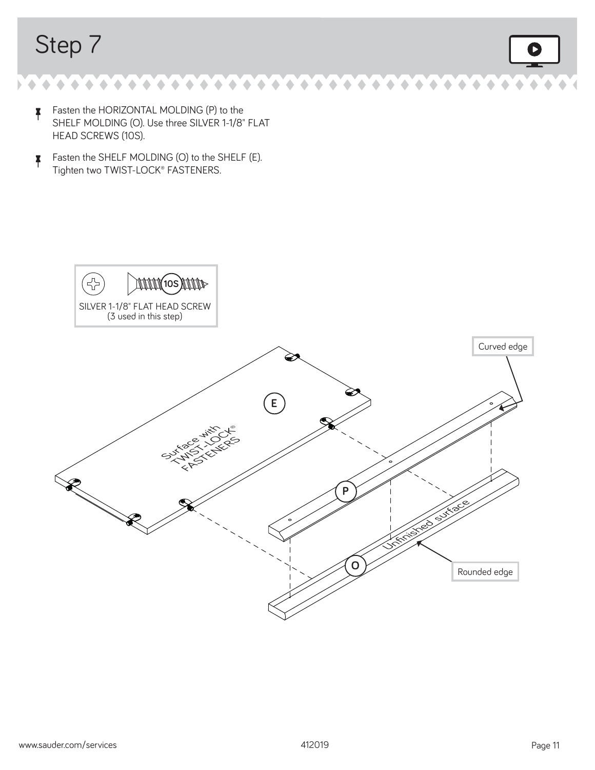# Step 7

- Fasten the HORIZONTAL MOLDING (P) to the SHELF MOLDING (O). Use three SILVER 1-1/8" FLAT HEAD SCREWS (10S).
- Fasten the SHELF MOLDING (O) to the SHELF (E). Tighten two TWIST-LOCK® FASTENERS.

10S

SILVER 1-1/8" FLAT HEAD SCREW
(3 used in this step)

Curved edge

E

Surface with TWIST-LOCK® FASTENERS

P

Unfinished surface

O

Rounded edge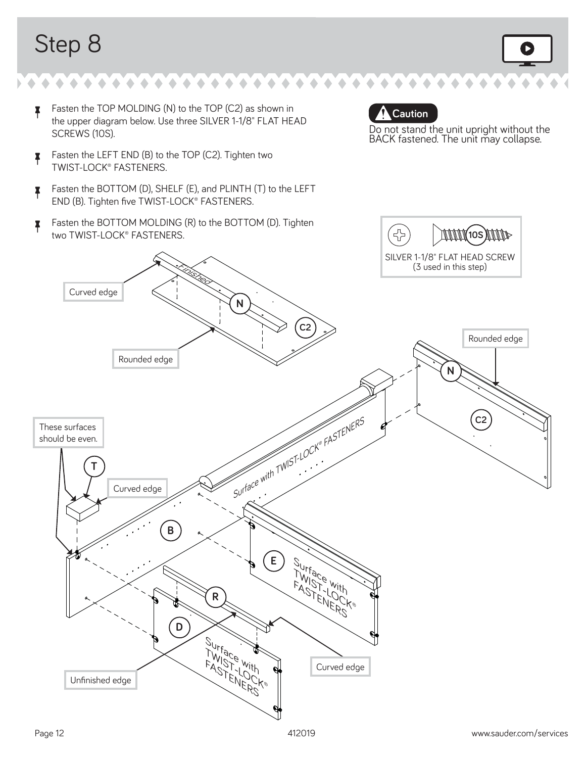# Step 8

- Fasten the TOP MOLDING (N) to the TOP (C2) as shown in the upper diagram below. Use three SILVER 1-1/8" FLAT HEAD SCREWS (10S).
- Fasten the LEFT END (B) to the TOP (C2). Tighten two TWIST-LOCK® FASTENERS.
- Fasten the BOTTOM (D), SHELF (E), and PLINTH (T) to the LEFT END (B). Tighten five TWIST-LOCK® FASTENERS.
- Fasten the BOTTOM MOLDING (R) to the BOTTOM (D). Tighten two TWIST-LOCK® FASTENERS.

**⚠ Caution**

Do not stand the unit upright without the BACK fastened. The unit may collapse.

10S

SILVER 1-1/8" FLAT HEAD SCREW
(3 used in this step)

Curved edge

Finished

N

C2

Rounded edge

Rounded edge

These surfaces should be even.

T

Curved edge

B

Surface with TWIST-LOCK® FASTENERS

E

Surface with TWIST-LOCK® FASTENERS

R

D

Surface with TWIST-LOCK® FASTENERS

Curved edge

Unfinished edge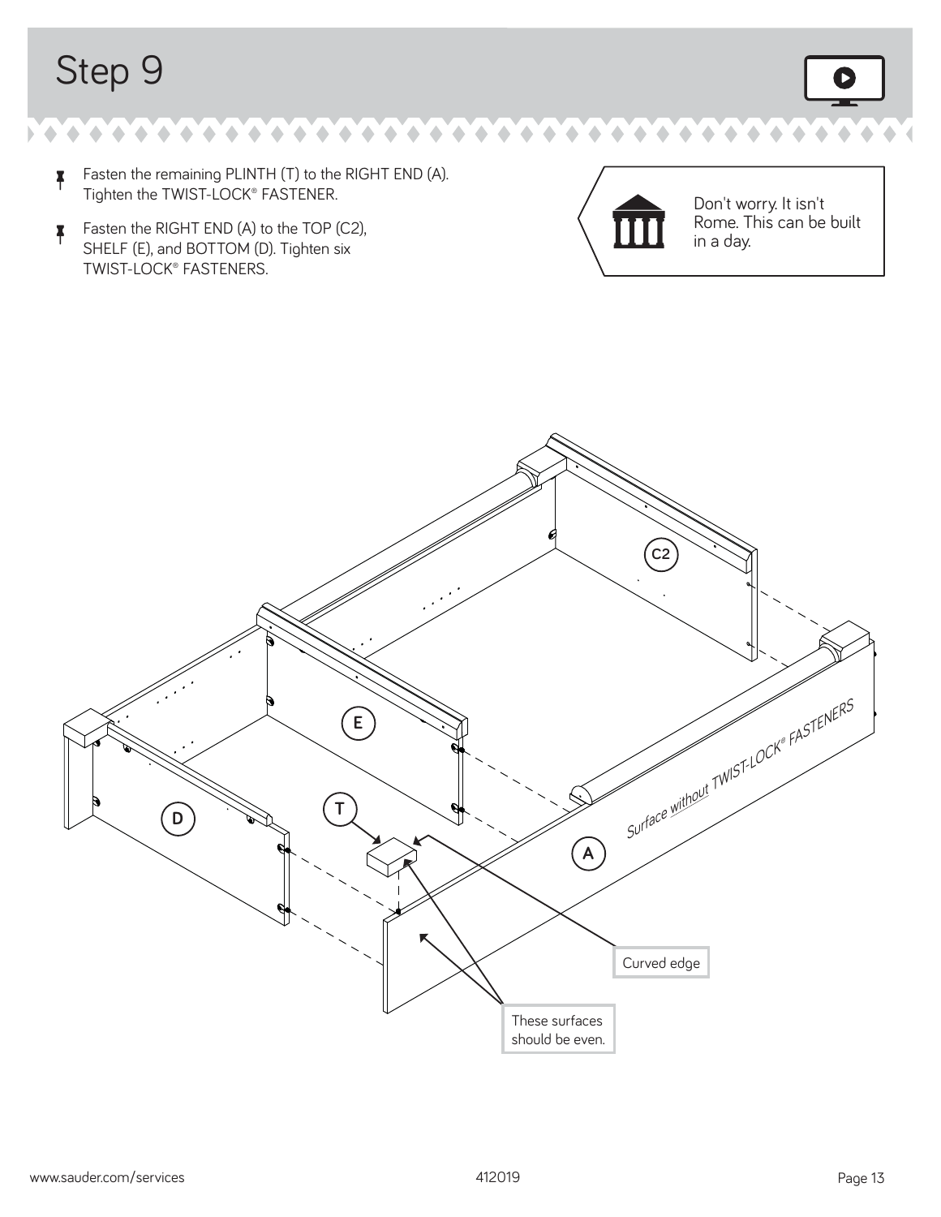# Step 9

- Fasten the remaining PLINTH (T) to the RIGHT END (A). Tighten the TWIST-LOCK® FASTENER.
- Fasten the RIGHT END (A) to the TOP (C2), SHELF (E), and BOTTOM (D). Tighten six TWIST-LOCK® FASTENERS.

Don't worry. It isn't Rome. This can be built in a day.

C2

E

D

T

A

Surface without TWIST-LOCK® FASTENERS

Curved edge

These surfaces should be even.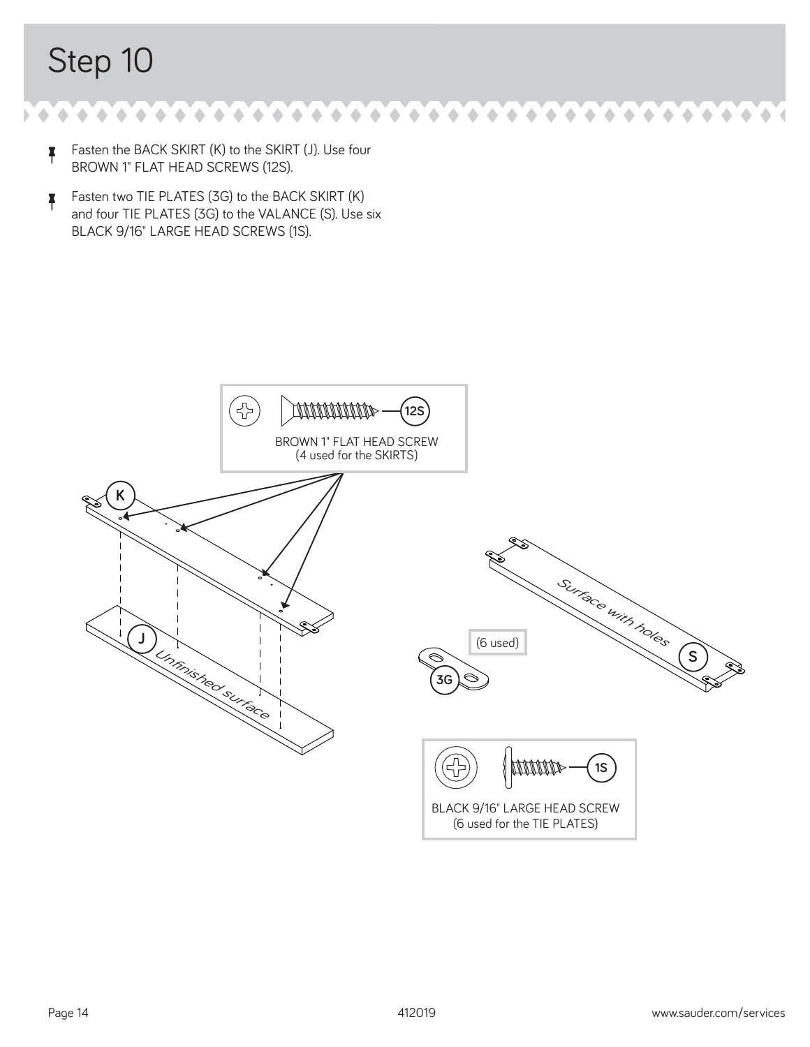# Step 10

- Fasten the BACK SKIRT (K) to the SKIRT (J). Use four BROWN 1" FLAT HEAD SCREWS (12S).
- Fasten two TIE PLATES (3G) to the BACK SKIRT (K) and four TIE PLATES (3G) to the VALANCE (S). Use six BLACK 9/16" LARGE HEAD SCREWS (1S).

12S

BROWN 1" FLAT HEAD SCREW
(4 used for the SKIRTS)

K

J

Unfinished surface

Surface with holes

S

(6 used)

3G

1S

BLACK 9/16" LARGE HEAD SCREW
(6 used for the TIE PLATES)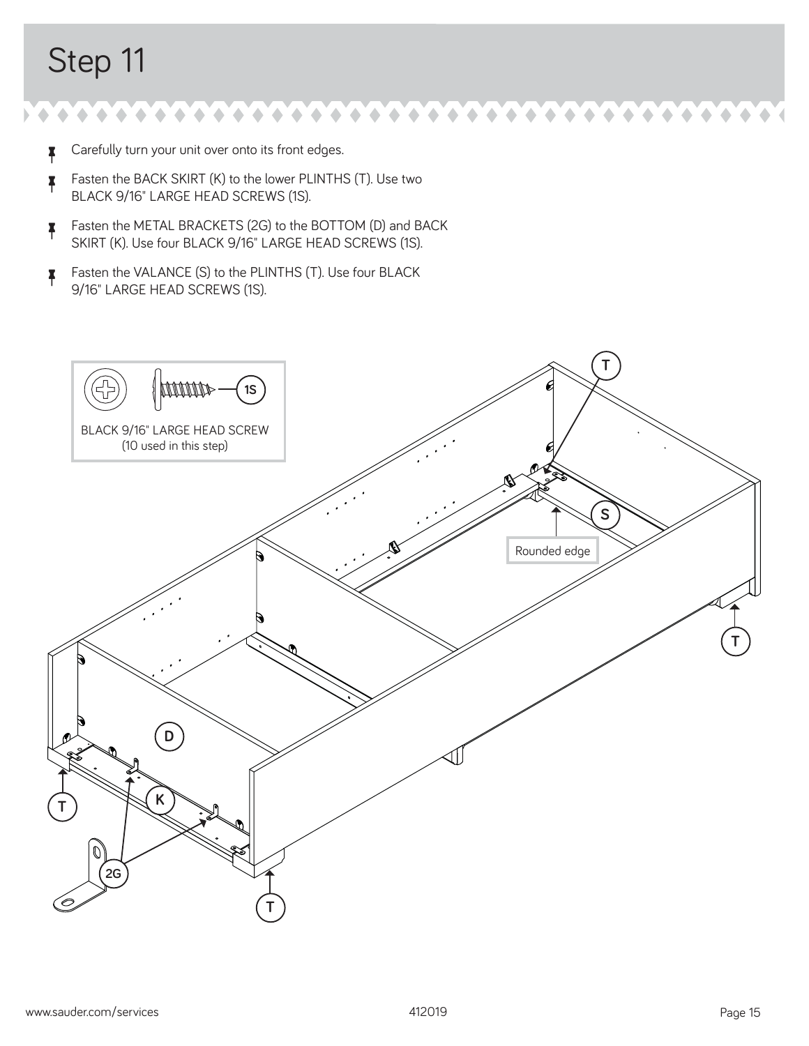# Step 11

- Carefully turn your unit over onto its front edges.
- Fasten the BACK SKIRT (K) to the lower PLINTHS (T). Use two BLACK 9/16" LARGE HEAD SCREWS (1S).
- Fasten the METAL BRACKETS (2G) to the BOTTOM (D) and BACK SKIRT (K). Use four BLACK 9/16" LARGE HEAD SCREWS (1S).
- Fasten the VALANCE (S) to the PLINTHS (T). Use four BLACK 9/16" LARGE HEAD SCREWS (1S).

1S

BLACK 9/16" LARGE HEAD SCREW
(10 used in this step)

T

S

Rounded edge

T

D

K

T

2G

T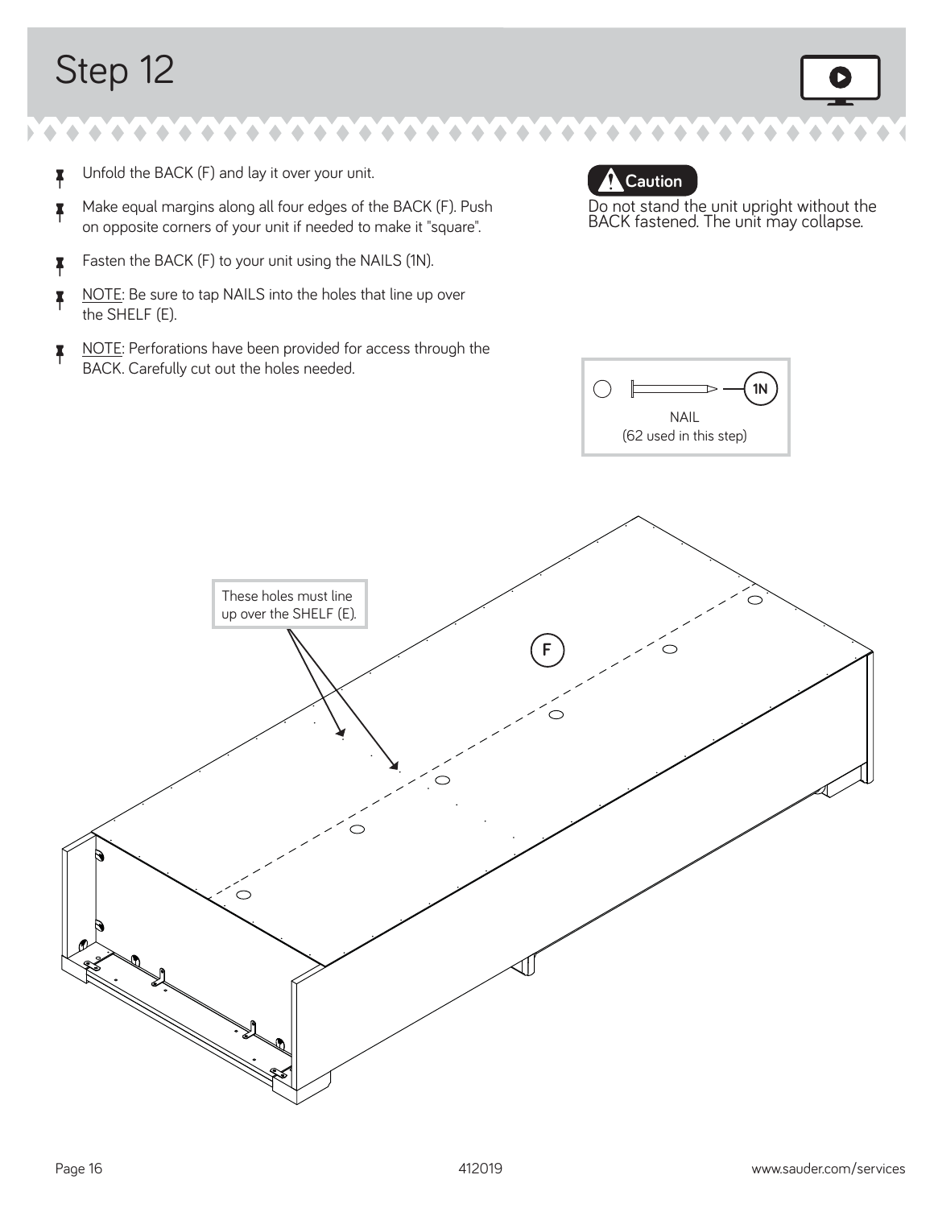# Step 12

- Unfold the BACK (F) and lay it over your unit.
- Make equal margins along all four edges of the BACK (F). Push on opposite corners of your unit if needed to make it "square".
- Fasten the BACK (F) to your unit using the NAILS (1N).
- NOTE: Be sure to tap NAILS into the holes that line up over the SHELF (E).
- NOTE: Perforations have been provided for access through the BACK. Carefully cut out the holes needed.

**Caution**

Do not stand the unit upright without the BACK fastened. The unit may collapse.

1N

NAIL
(62 used in this step)

These holes must line up over the SHELF (E).

F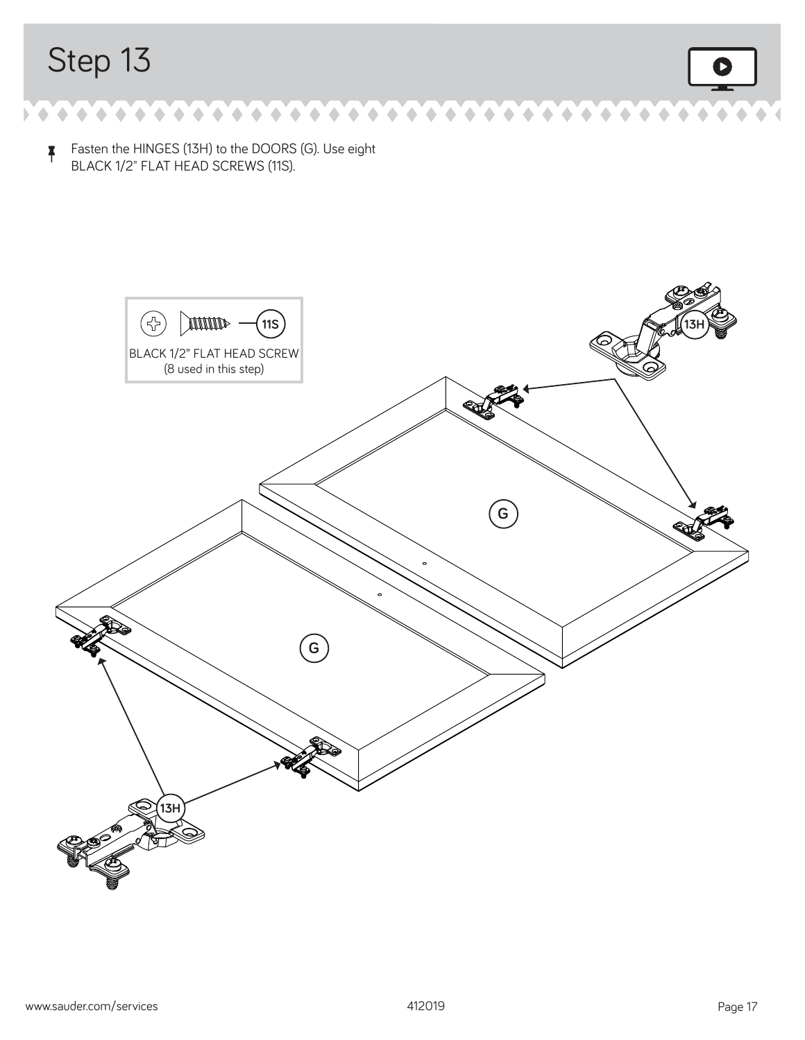# Step 13

Fasten the HINGES (13H) to the DOORS (G). Use eight BLACK 1/2" FLAT HEAD SCREWS (11S).

11S

BLACK 1/2" FLAT HEAD SCREW
(8 used in this step)

13H

G

G

13H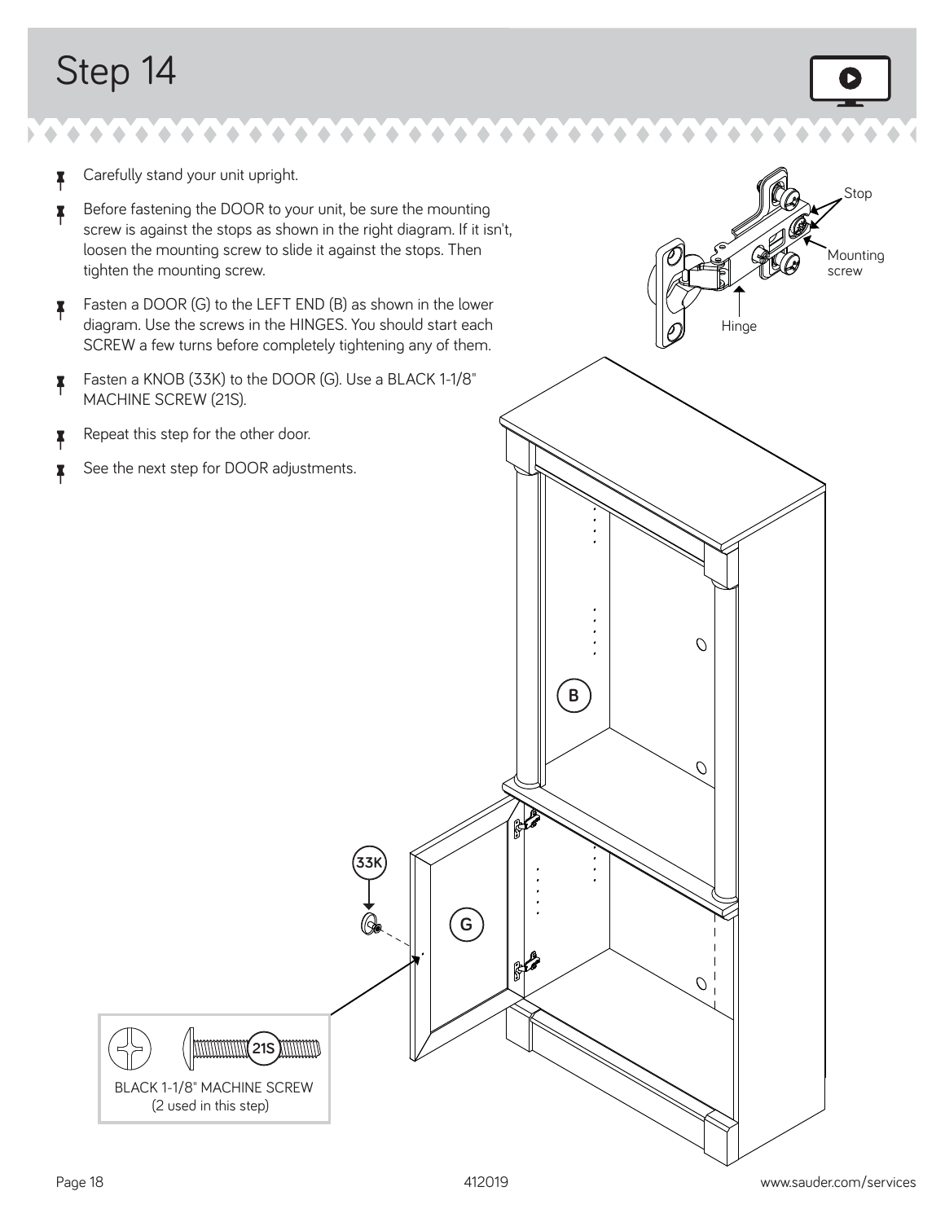# Step 14

- Carefully stand your unit upright.
- Before fastening the DOOR to your unit, be sure the mounting screw is against the stops as shown in the right diagram. If it isn't, loosen the mounting screw to slide it against the stops. Then tighten the mounting screw.
- Fasten a DOOR (G) to the LEFT END (B) as shown in the lower diagram. Use the screws in the HINGES. You should start each SCREW a few turns before completely tightening any of them.
- Fasten a KNOB (33K) to the DOOR (G). Use a BLACK 1-1/8" MACHINE SCREW (21S).
- Repeat this step for the other door.
- See the next step for DOOR adjustments.

Stop

Mounting screw

Hinge

B

33K

G

21S

BLACK 1-1/8" MACHINE SCREW
(2 used in this step)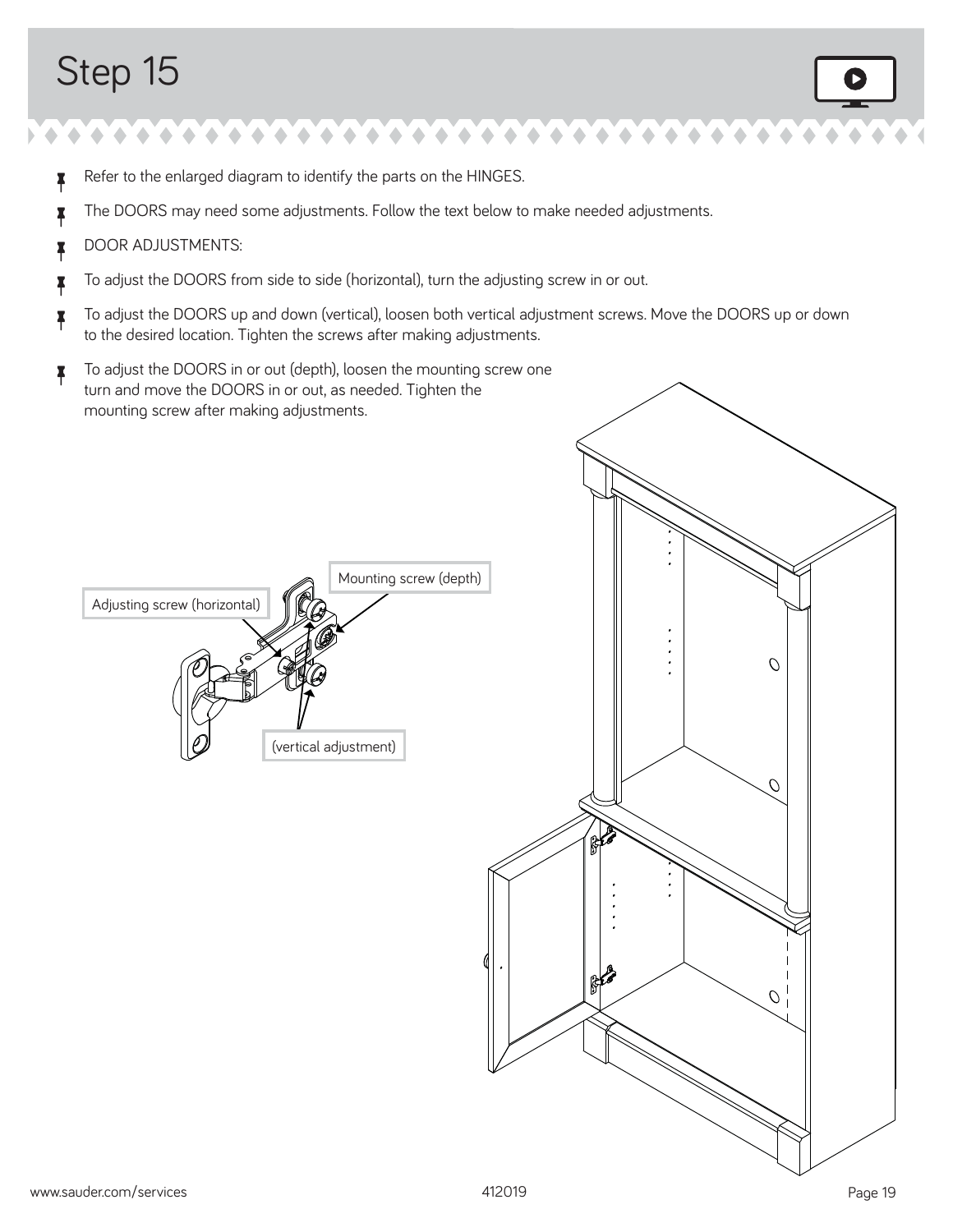# Step 15

- Refer to the enlarged diagram to identify the parts on the HINGES.
- The DOORS may need some adjustments. Follow the text below to make needed adjustments.
- DOOR ADJUSTMENTS:
- To adjust the DOORS from side to side (horizontal), turn the adjusting screw in or out.
- To adjust the DOORS up and down (vertical), loosen both vertical adjustment screws. Move the DOORS up or down to the desired location. Tighten the screws after making adjustments.
- To adjust the DOORS in or out (depth), loosen the mounting screw one turn and move the DOORS in or out, as needed. Tighten the mounting screw after making adjustments.

Mounting screw (depth)

Adjusting screw (horizontal)

(vertical adjustment)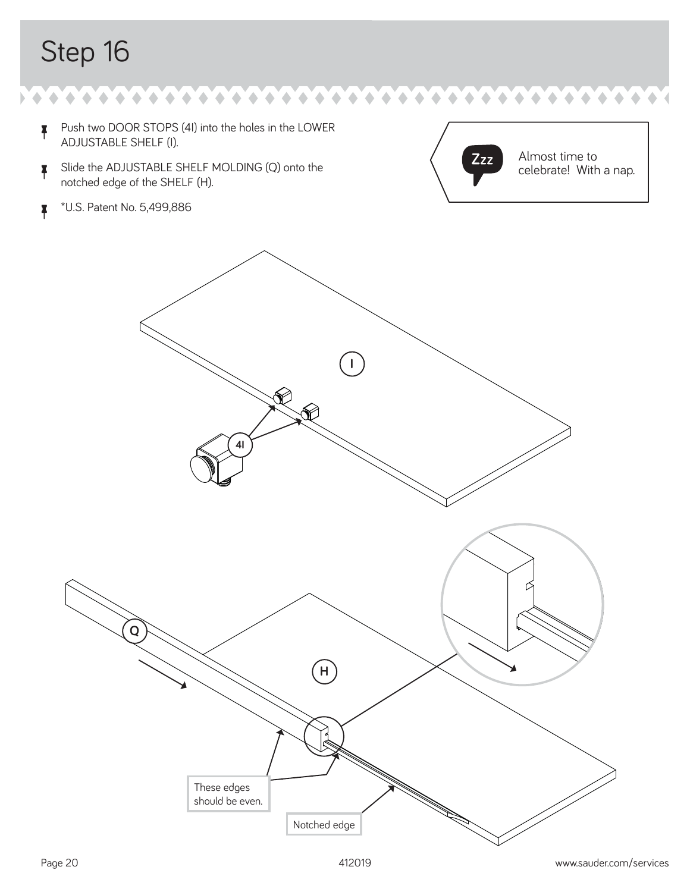# Step 16

- Push two DOOR STOPS (4I) into the holes in the LOWER ADJUSTABLE SHELF (I).
- Slide the ADJUSTABLE SHELF MOLDING (Q) onto the notched edge of the SHELF (H).
- *U.S. Patent No. 5,499,886

Almost time to celebrate! With a nap.

These edges should be even.

Notched edge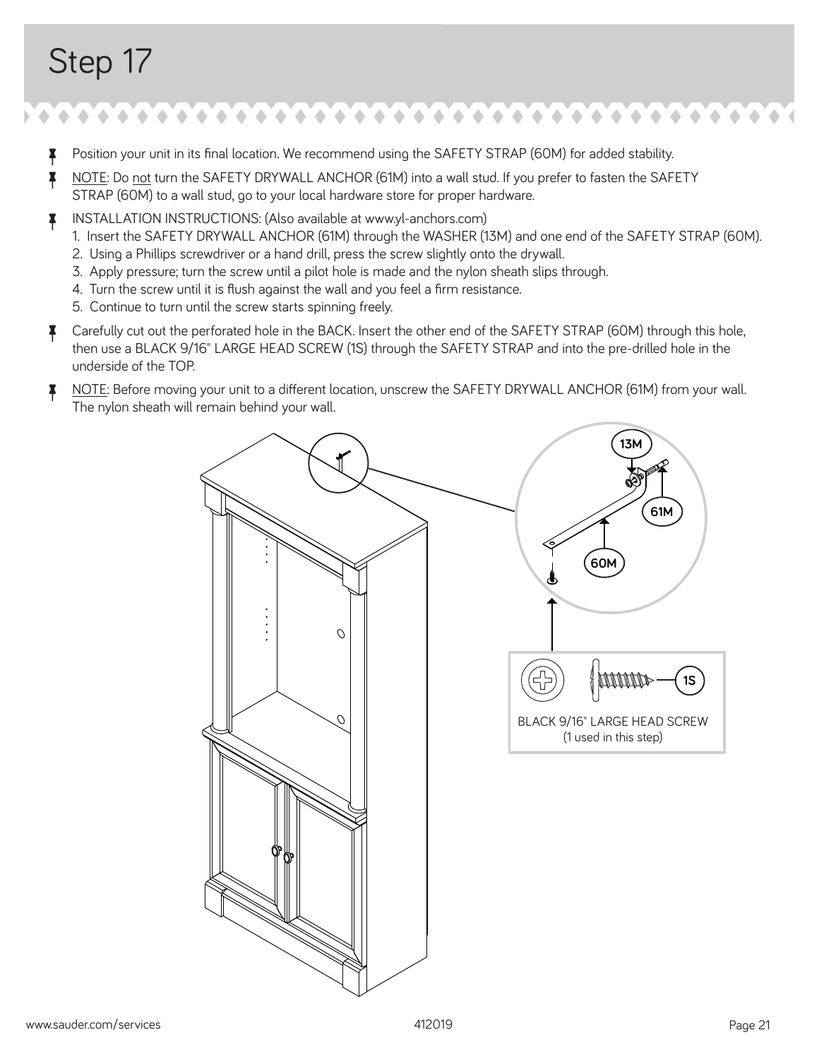# Step 17

- Position your unit in its final location. We recommend using the SAFETY STRAP (60M) for added stability.
- NOTE: Do not turn the SAFETY DRYWALL ANCHOR (61M) into a wall stud. If you prefer to fasten the SAFETY STRAP (60M) to a wall stud, go to your local hardware store for proper hardware.
- INSTALLATION INSTRUCTIONS: (Also available at www.yl-anchors.com)
  1. Insert the SAFETY DRYWALL ANCHOR (61M) through the WASHER (13M) and one end of the SAFETY STRAP (60M).
  2. Using a Phillips screwdriver or a hand drill, press the screw slightly onto the drywall.
  3. Apply pressure; turn the screw until a pilot hole is made and the nylon sheath slips through.
  4. Turn the screw until it is flush against the wall and you feel a firm resistance.
  5. Continue to turn until the screw starts spinning freely.
- Carefully cut out the perforated hole in the BACK. Insert the other end of the SAFETY STRAP (60M) through this hole, then use a BLACK 9/16" LARGE HEAD SCREW (1S) through the SAFETY STRAP and into the pre-drilled hole in the underside of the TOP.
- NOTE: Before moving your unit to a different location, unscrew the SAFETY DRYWALL ANCHOR (61M) from your wall. The nylon sheath will remain behind your wall.

13M

61M

60M

1S

BLACK 9/16" LARGE HEAD SCREW
(1 used in this step)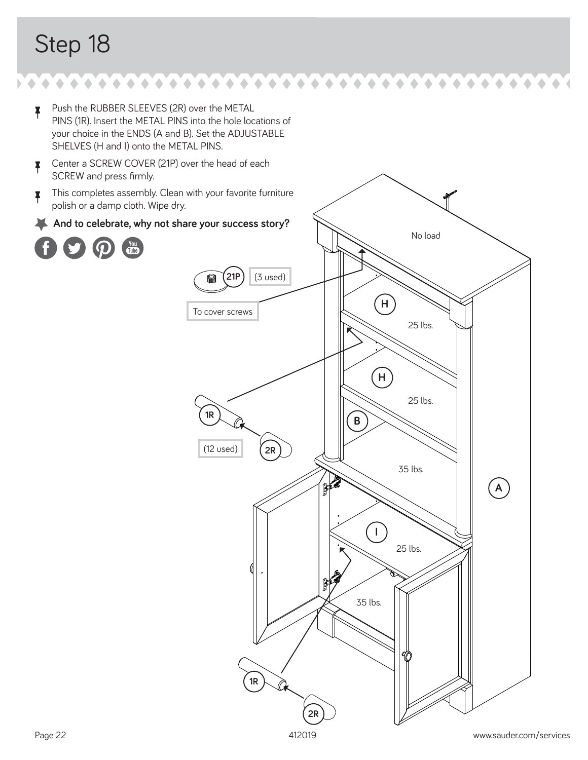# Step 18

- Push the RUBBER SLEEVES (2R) over the METAL PINS (1R). Insert the METAL PINS into the hole locations of your choice in the ENDS (A and B). Set the ADJUSTABLE SHELVES (H and I) onto the METAL PINS.
- Center a SCREW COVER (21P) over the head of each SCREW and press firmly.
- This completes assembly. Clean with your favorite furniture polish or a damp cloth. Wipe dry.

**And to celebrate, why not share your success story?**

21P (3 used)

To cover screws

1R (12 used)

2R

No load

H

25 lbs.

H

25 lbs.

B

35 lbs.

A

I

25 lbs.

35 lbs.

1R

2R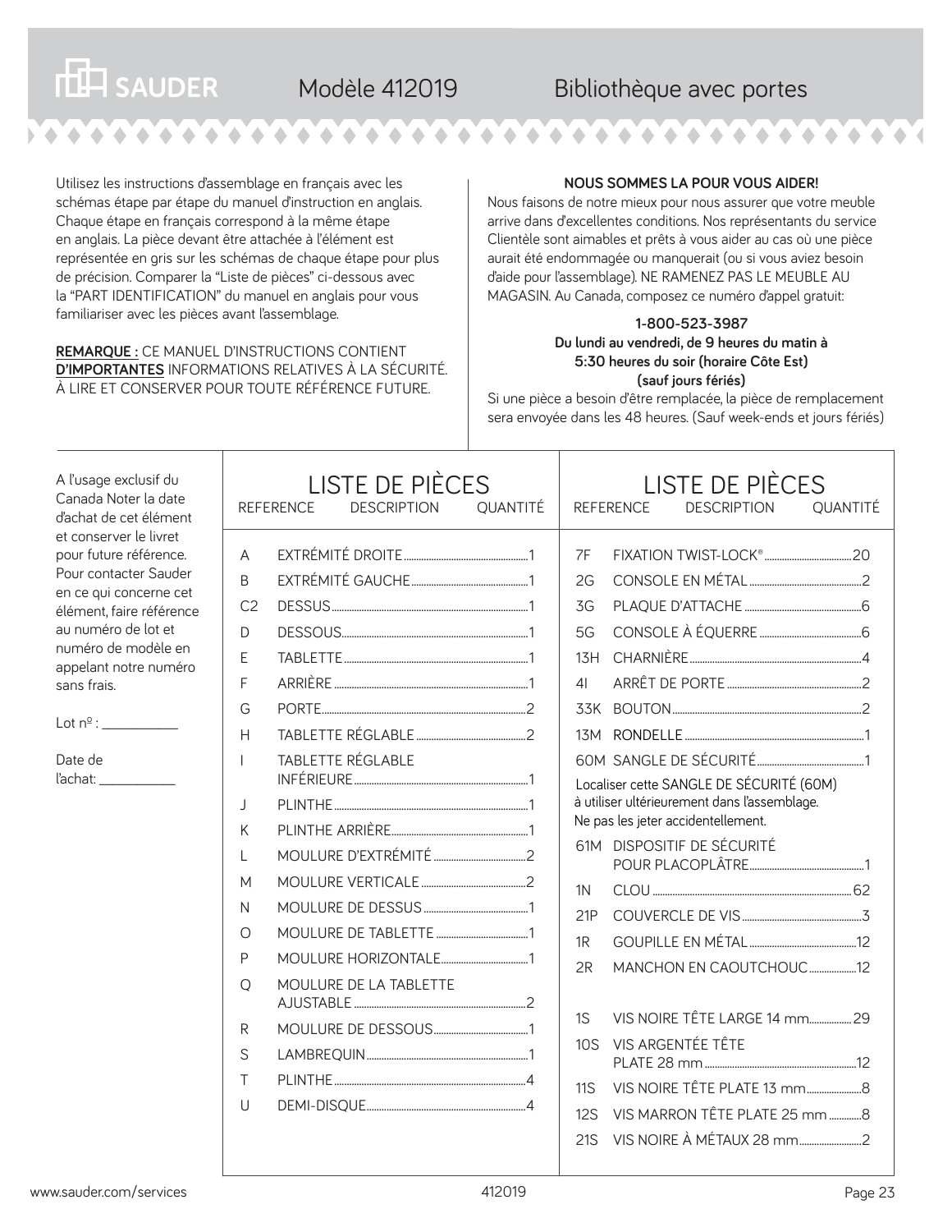# SAUDER — Modèle 412019 — Bibliothèque avec portes

Utilisez les instructions d'assemblage en français avec les schémas étape par étape du manuel d'instruction en anglais. Chaque étape en français correspond à la même étape en anglais. La pièce devant être attachée à l'élément est représentée en gris sur les schémas de chaque étape pour plus de précision. Comparer la "Liste de pièces" ci-dessous avec la "PART IDENTIFICATION" du manuel en anglais pour vous familiariser avec les pièces avant l'assemblage.

**REMARQUE :** CE MANUEL D'INSTRUCTIONS CONTIENT **D'IMPORTANTES** INFORMATIONS RELATIVES À LA SÉCURITÉ. À LIRE ET CONSERVER POUR TOUTE RÉFÉRENCE FUTURE.

**NOUS SOMMES LA POUR VOUS AIDER!**

Nous faisons de notre mieux pour nous assurer que votre meuble arrive dans d'excellentes conditions. Nos représentants du service Clientèle sont aimables et prêts à vous aider au cas où une pièce aurait été endommagée ou manquerait (ou si vous aviez besoin d'aide pour l'assemblage). NE RAMENEZ PAS LE MEUBLE AU MAGASIN. Au Canada, composez ce numéro d'appel gratuit:

**1-800-523-3987**
**Du lundi au vendredi, de 9 heures du matin à 5:30 heures du soir (horaire Côte Est) (sauf jours fériés)**

Si une pièce a besoin d'être remplacée, la pièce de remplacement sera envoyée dans les 48 heures. (Sauf week-ends et jours fériés)

A l'usage exclusif du Canada Noter la date d'achat de cet élément et conserver le livret pour future référence. Pour contacter Sauder en ce qui concerne cet élément, faire référence au numéro de lot et numéro de modèle en appelant notre numéro sans frais.

Lot nº : ___________

Date de l'achat: ___________

## LISTE DE PIÈCES

| REFERENCE | DESCRIPTION | QUANTITÉ |
|---|---|---|
| A | EXTRÉMITÉ DROITE | 1 |
| B | EXTRÉMITÉ GAUCHE | 1 |
| C2 | DESSUS | 1 |
| D | DESSOUS | 1 |
| E | TABLETTE | 1 |
| F | ARRIÈRE | 1 |
| G | PORTE | 2 |
| H | TABLETTE RÉGLABLE | 2 |
| I | TABLETTE RÉGLABLE INFÉRIEURE | 1 |
| J | PLINTHE | 1 |
| K | PLINTHE ARRIÈRE | 1 |
| L | MOULURE D'EXTRÉMITÉ | 2 |
| M | MOULURE VERTICALE | 2 |
| N | MOULURE DE DESSUS | 1 |
| O | MOULURE DE TABLETTE | 1 |
| P | MOULURE HORIZONTALE | 1 |
| Q | MOULURE DE LA TABLETTE AJUSTABLE | 2 |
| R | MOULURE DE DESSOUS | 1 |
| S | LAMBREQUIN | 1 |
| T | PLINTHE | 4 |
| U | DEMI-DISQUE | 4 |

## LISTE DE PIÈCES

| REFERENCE | DESCRIPTION | QUANTITÉ |
|---|---|---|
| 7F | FIXATION TWIST-LOCK® | 20 |
| 2G | CONSOLE EN MÉTAL | 2 |
| 3G | PLAQUE D'ATTACHE | 6 |
| 5G | CONSOLE À ÉQUERRE | 6 |
| 13H | CHARNIÈRE | 4 |
| 4I | ARRÊT DE PORTE | 2 |
| 33K | BOUTON | 2 |
| 13M | RONDELLE | 1 |
| 60M | SANGLE DE SÉCURITÉ | 1 |

Localiser cette SANGLE DE SÉCURITÉ (60M) à utiliser ultérieurement dans l'assemblage. Ne pas les jeter accidentellement.

| REFERENCE | DESCRIPTION | QUANTITÉ |
|---|---|---|
| 61M | DISPOSITIF DE SÉCURITÉ POUR PLACOPLÂTRE | 1 |
| 1N | CLOU | 62 |
| 21P | COUVERCLE DE VIS | 3 |
| 1R | GOUPILLE EN MÉTAL | 12 |
| 2R | MANCHON EN CAOUTCHOUC | 12 |
| 1S | VIS NOIRE TÊTE LARGE 14 mm | 29 |
| 10S | VIS ARGENTÉE TÊTE PLATE 28 mm | 12 |
| 11S | VIS NOIRE TÊTE PLATE 13 mm | 8 |
| 12S | VIS MARRON TÊTE PLATE 25 mm | 8 |
| 21S | VIS NOIRE À MÉTAUX 28 mm | 2 |

www.sauder.com/services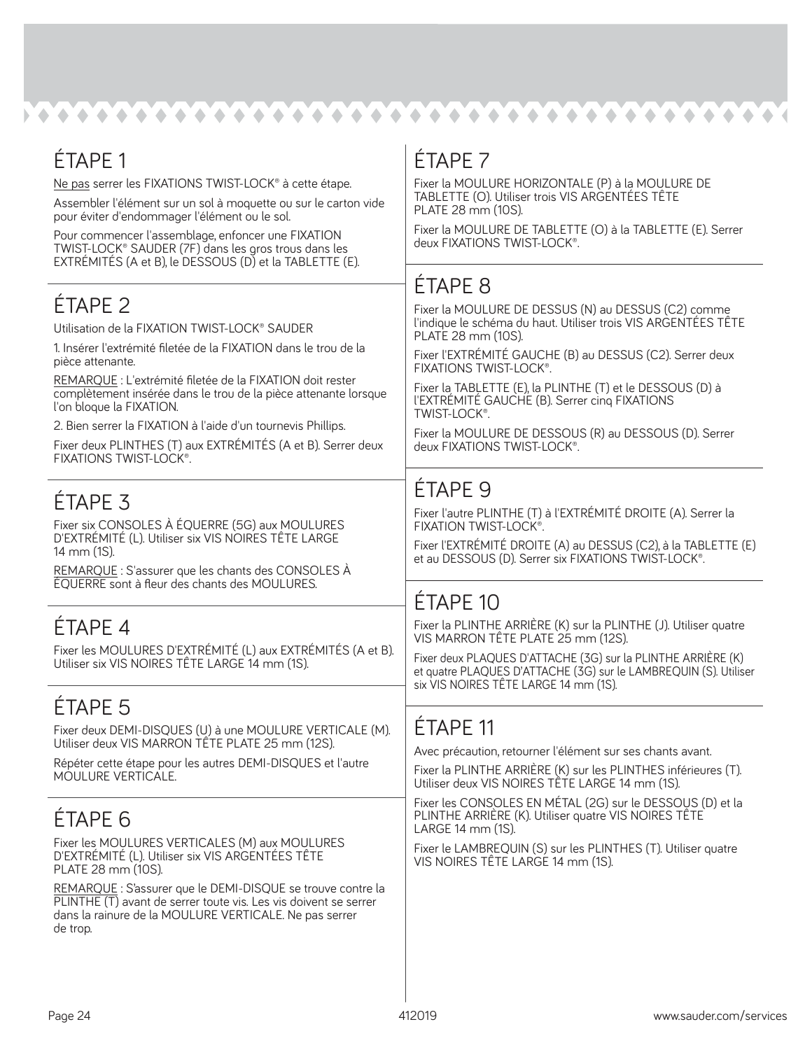## ÉTAPE 1

Ne pas serrer les FIXATIONS TWIST-LOCK® à cette étape.

Assembler l'élément sur un sol à moquette ou sur le carton vide pour éviter d'endommager l'élément ou le sol.

Pour commencer l'assemblage, enfoncer une FIXATION TWIST-LOCK® SAUDER (7F) dans les gros trous dans les EXTRÉMITÉS (A et B), le DESSOUS (D) et la TABLETTE (E).

## ÉTAPE 2

Utilisation de la FIXATION TWIST-LOCK® SAUDER

1. Insérer l'extrémité filetée de la FIXATION dans le trou de la pièce attenante.

REMARQUE : L'extrémité filetée de la FIXATION doit rester complètement insérée dans le trou de la pièce attenante lorsque l'on bloque la FIXATION.

2. Bien serrer la FIXATION à l'aide d'un tournevis Phillips.

Fixer deux PLINTHES (T) aux EXTRÉMITÉS (A et B). Serrer deux FIXATIONS TWIST-LOCK®.

## ÉTAPE 3

Fixer six CONSOLES À ÉQUERRE (5G) aux MOULURES D'EXTRÉMITÉ (L). Utiliser six VIS NOIRES TÊTE LARGE 14 mm (1S).

REMARQUE : S'assurer que les chants des CONSOLES À ÉQUERRE sont à fleur des chants des MOULURES.

## ÉTAPE 4

Fixer les MOULURES D'EXTRÉMITÉ (L) aux EXTRÉMITÉS (A et B). Utiliser six VIS NOIRES TÊTE LARGE 14 mm (1S).

## ÉTAPE 5

Fixer deux DEMI-DISQUES (U) à une MOULURE VERTICALE (M). Utiliser deux VIS MARRON TÊTE PLATE 25 mm (12S).

Répéter cette étape pour les autres DEMI-DISQUES et l'autre MOULURE VERTICALE.

## ÉTAPE 6

Fixer les MOULURES VERTICALES (M) aux MOULURES D'EXTRÉMITÉ (L). Utiliser six VIS ARGENTÉES TÊTE PLATE 28 mm (10S).

REMARQUE : S'assurer que le DEMI-DISQUE se trouve contre la PLINTHE (T) avant de serrer toute vis. Les vis doivent se serrer dans la rainure de la MOULURE VERTICALE. Ne pas serrer de trop.

## ÉTAPE 7

Fixer la MOULURE HORIZONTALE (P) à la MOULURE DE TABLETTE (O). Utiliser trois VIS ARGENTÉES TÊTE PLATE 28 mm (10S).

Fixer la MOULURE DE TABLETTE (O) à la TABLETTE (E). Serrer deux FIXATIONS TWIST-LOCK®.

## ÉTAPE 8

Fixer la MOULURE DE DESSUS (N) au DESSUS (C2) comme l'indique le schéma du haut. Utiliser trois VIS ARGENTÉES TÊTE PLATE 28 mm (10S).

Fixer l'EXTRÉMITÉ GAUCHE (B) au DESSUS (C2). Serrer deux FIXATIONS TWIST-LOCK®.

Fixer la TABLETTE (E), la PLINTHE (T) et le DESSOUS (D) à l'EXTRÉMITÉ GAUCHE (B). Serrer cinq FIXATIONS TWIST-LOCK®.

Fixer la MOULURE DE DESSOUS (R) au DESSOUS (D). Serrer deux FIXATIONS TWIST-LOCK®.

## ÉTAPE 9

Fixer l'autre PLINTHE (T) à l'EXTRÉMITÉ DROITE (A). Serrer la FIXATION TWIST-LOCK®.

Fixer l'EXTRÉMITÉ DROITE (A) au DESSUS (C2), à la TABLETTE (E) et au DESSOUS (D). Serrer six FIXATIONS TWIST-LOCK®.

## ÉTAPE 10

Fixer la PLINTHE ARRIÈRE (K) sur la PLINTHE (J). Utiliser quatre VIS MARRON TÊTE PLATE 25 mm (12S).

Fixer deux PLAQUES D'ATTACHE (3G) sur la PLINTHE ARRIÈRE (K) et quatre PLAQUES D'ATTACHE (3G) sur le LAMBREQUIN (S). Utiliser six VIS NOIRES TÊTE LARGE 14 mm (1S).

## ÉTAPE 11

Avec précaution, retourner l'élément sur ses chants avant.

Fixer la PLINTHE ARRIÈRE (K) sur les PLINTHES inférieures (T). Utiliser deux VIS NOIRES TÊTE LARGE 14 mm (1S).

Fixer les CONSOLES EN MÉTAL (2G) sur le DESSOUS (D) et la PLINTHE ARRIÈRE (K). Utiliser quatre VIS NOIRES TÊTE LARGE 14 mm (1S).

Fixer le LAMBREQUIN (S) sur les PLINTHES (T). Utiliser quatre VIS NOIRES TÊTE LARGE 14 mm (1S).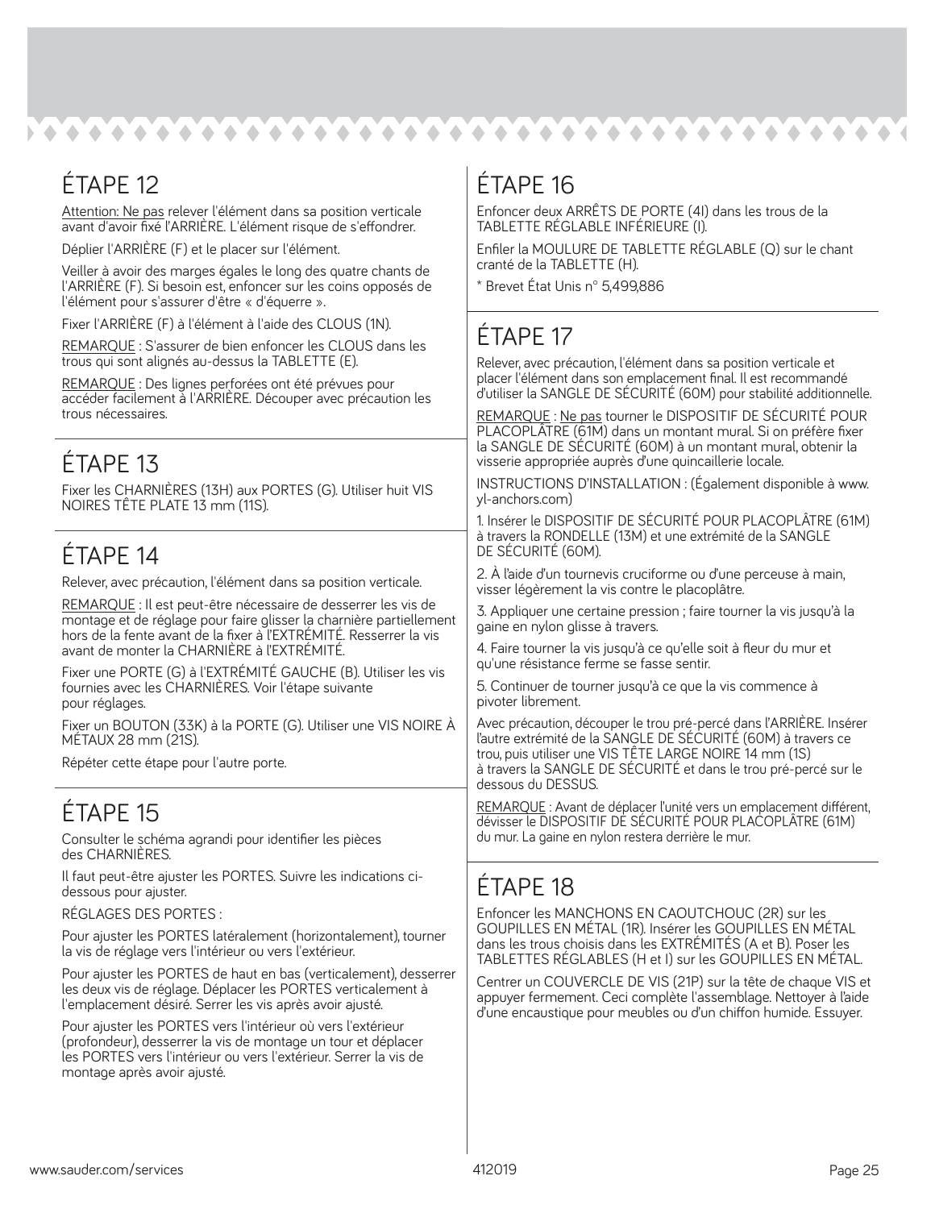## ÉTAPE 12

Attention: Ne pas relever l'élément dans sa position verticale avant d'avoir fixé l'ARRIÈRE. L'élément risque de s'effondrer.

Déplier l'ARRIÈRE (F) et le placer sur l'élément.

Veiller à avoir des marges égales le long des quatre chants de l'ARRIÈRE (F). Si besoin est, enfoncer sur les coins opposés de l'élément pour s'assurer d'être « d'équerre ».

Fixer l'ARRIÈRE (F) à l'élément à l'aide des CLOUS (1N).

REMARQUE : S'assurer de bien enfoncer les CLOUS dans les trous qui sont alignés au-dessus la TABLETTE (E).

REMARQUE : Des lignes perforées ont été prévues pour accéder facilement à l'ARRIÈRE. Découper avec précaution les trous nécessaires.

## ÉTAPE 13

Fixer les CHARNIÈRES (13H) aux PORTES (G). Utiliser huit VIS NOIRES TÊTE PLATE 13 mm (11S).

## ÉTAPE 14

Relever, avec précaution, l'élément dans sa position verticale.

REMARQUE : Il est peut-être nécessaire de desserrer les vis de montage et de réglage pour faire glisser la charnière partiellement hors de la fente avant de la fixer à l'EXTRÉMITÉ. Resserrer la vis avant de monter la CHARNIÈRE à l'EXTRÉMITÉ.

Fixer une PORTE (G) à l'EXTRÉMITÉ GAUCHE (B). Utiliser les vis fournies avec les CHARNIÈRES. Voir l'étape suivante pour réglages.

Fixer un BOUTON (33K) à la PORTE (G). Utiliser une VIS NOIRE À MÉTAUX 28 mm (21S).

Répéter cette étape pour l'autre porte.

## ÉTAPE 15

Consulter le schéma agrandi pour identifier les pièces des CHARNIÈRES.

Il faut peut-être ajuster les PORTES. Suivre les indications ci-dessous pour ajuster.

RÉGLAGES DES PORTES :

Pour ajuster les PORTES latéralement (horizontalement), tourner la vis de réglage vers l'intérieur ou vers l'extérieur.

Pour ajuster les PORTES de haut en bas (verticalement), desserrer les deux vis de réglage. Déplacer les PORTES verticalement à l'emplacement désiré. Serrer les vis après avoir ajusté.

Pour ajuster les PORTES vers l'intérieur où vers l'extérieur (profondeur), desserrer la vis de montage un tour et déplacer les PORTES vers l'intérieur ou vers l'extérieur. Serrer la vis de montage après avoir ajusté.

## ÉTAPE 16

Enfoncer deux ARRÊTS DE PORTE (4I) dans les trous de la TABLETTE RÉGLABLE INFÉRIEURE (I).

Enfiler la MOULURE DE TABLETTE RÉGLABLE (Q) sur le chant cranté de la TABLETTE (H).

* Brevet État Unis n° 5,499,886

## ÉTAPE 17

Relever, avec précaution, l'élément dans sa position verticale et placer l'élément dans son emplacement final. Il est recommandé d'utiliser la SANGLE DE SÉCURITÉ (60M) pour stabilité additionnelle.

REMARQUE : Ne pas tourner le DISPOSITIF DE SÉCURITÉ POUR PLACOPLÂTRE (61M) dans un montant mural. Si on préfère fixer la SANGLE DE SÉCURITÉ (60M) à un montant mural, obtenir la visserie appropriée auprès d'une quincaillerie locale.

INSTRUCTIONS D'INSTALLATION : (Également disponible à www.yl-anchors.com)

1. Insérer le DISPOSITIF DE SÉCURITÉ POUR PLACOPLÂTRE (61M) à travers la RONDELLE (13M) et une extrémité de la SANGLE DE SÉCURITÉ (60M).
2. À l'aide d'un tournevis cruciforme ou d'une perceuse à main, visser légèrement la vis contre le placoplâtre.
3. Appliquer une certaine pression ; faire tourner la vis jusqu'à la gaine en nylon glisse à travers.
4. Faire tourner la vis jusqu'à ce qu'elle soit à fleur du mur et qu'une résistance ferme se fasse sentir.
5. Continuer de tourner jusqu'à ce que la vis commence à pivoter librement.

Avec précaution, découper le trou pré-percé dans l'ARRIÈRE. Insérer l'autre extrémité de la SANGLE DE SÉCURITÉ (60M) à travers ce trou, puis utiliser une VIS TÊTE LARGE NOIRE 14 mm (1S) à travers la SANGLE DE SÉCURITÉ et dans le trou pré-percé sur le dessous du DESSUS.

REMARQUE : Avant de déplacer l'unité vers un emplacement différent, dévisser le DISPOSITIF DE SÉCURITÉ POUR PLACOPLÂTRE (61M) du mur. La gaine en nylon restera derrière le mur.

## ÉTAPE 18

Enfoncer les MANCHONS EN CAOUTCHOUC (2R) sur les GOUPILLES EN MÉTAL (1R). Insérer les GOUPILLES EN MÉTAL dans les trous choisis dans les EXTRÉMITÉS (A et B). Poser les TABLETTES RÉGLABLES (H et I) sur les GOUPILLES EN MÉTAL.

Centrer un COUVERCLE DE VIS (21P) sur la tête de chaque VIS et appuyer fermement. Ceci complète l'assemblage. Nettoyer à l'aide d'une encaustique pour meubles ou d'un chiffon humide. Essuyer.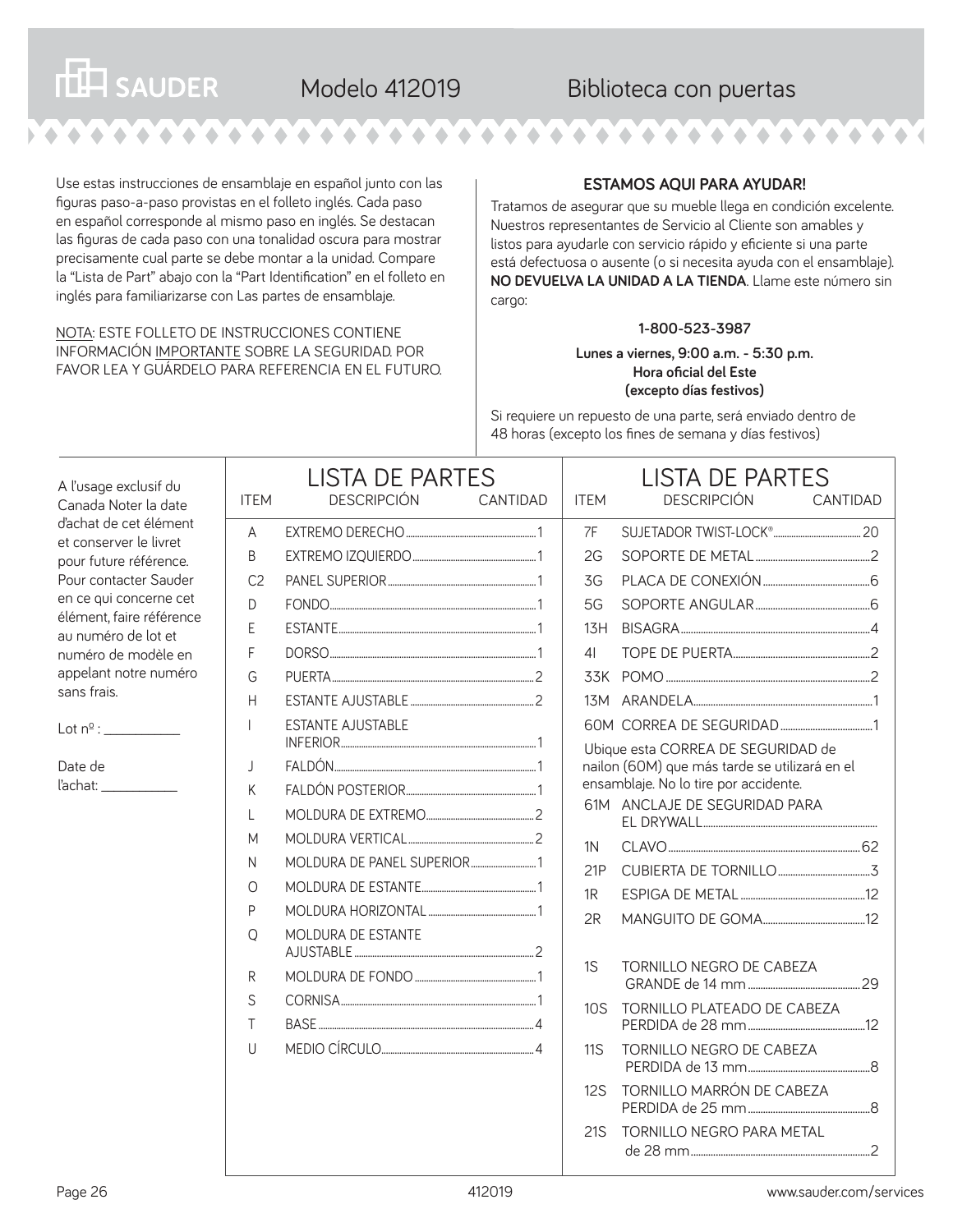# SAUDER Modelo 412019 — Biblioteca con puertas

Use estas instrucciones de ensamblaje en español junto con las figuras paso-a-paso provistas en el folleto inglés. Cada paso en español corresponde al mismo paso en inglés. Se destacan las figuras de cada paso con una tonalidad oscura para mostrar precisamente cual parte se debe montar a la unidad. Compare la "Lista de Part" abajo con la "Part Identification" en el folleto en inglés para familiarizarse con Las partes de ensamblaje.

NOTA: ESTE FOLLETO DE INSTRUCCIONES CONTIENE INFORMACIÓN IMPORTANTE SOBRE LA SEGURIDAD. POR FAVOR LEA Y GUÁRDELO PARA REFERENCIA EN EL FUTURO.

**ESTAMOS AQUI PARA AYUDAR!**

Tratamos de asegurar que su mueble llega en condición excelente. Nuestros representantes de Servicio al Cliente son amables y listos para ayudarle con servicio rápido y eficiente si una parte está defectuosa o ausente (o si necesita ayuda con el ensamblaje). **NO DEVUELVA LA UNIDAD A LA TIENDA**. Llame este número sin cargo:

**1-800-523-3987**

**Lunes a viernes, 9:00 a.m. - 5:30 p.m.**
**Hora oficial del Este**
**(excepto días festivos)**

Si requiere un repuesto de una parte, será enviado dentro de 48 horas (excepto los fines de semana y días festivos)

A l'usage exclusif du Canada Noter la date d'achat de cet élément et conserver le livret pour future référence. Pour contacter Sauder en ce qui concerne cet élément, faire référence au numéro de lot et numéro de modèle en appelant notre numéro sans frais.

Lot nº : ___________

Date de l'achat: ___________

## LISTA DE PARTES

| ITEM | DESCRIPCIÓN | CANTIDAD |
|---|---|---|
| A | EXTREMO DERECHO | 1 |
| B | EXTREMO IZQUIERDO | 1 |
| C2 | PANEL SUPERIOR | 1 |
| D | FONDO | 1 |
| E | ESTANTE | 1 |
| F | DORSO | 1 |
| G | PUERTA | 2 |
| H | ESTANTE AJUSTABLE | 2 |
| I | ESTANTE AJUSTABLE INFERIOR | 1 |
| J | FALDÓN | 1 |
| K | FALDÓN POSTERIOR | 1 |
| L | MOLDURA DE EXTREMO | 2 |
| M | MOLDURA VERTICAL | 2 |
| N | MOLDURA DE PANEL SUPERIOR | 1 |
| O | MOLDURA DE ESTANTE | 1 |
| P | MOLDURA HORIZONTAL | 1 |
| Q | MOLDURA DE ESTANTE AJUSTABLE | 2 |
| R | MOLDURA DE FONDO | 1 |
| S | CORNISA | 1 |
| T | BASE | 4 |
| U | MEDIO CÍRCULO | 4 |

## LISTA DE PARTES

| ITEM | DESCRIPCIÓN | CANTIDAD |
|---|---|---|
| 7F | SUJETADOR TWIST-LOCK® | 20 |
| 2G | SOPORTE DE METAL | 2 |
| 3G | PLACA DE CONEXIÓN | 6 |
| 5G | SOPORTE ANGULAR | 6 |
| 13H | BISAGRA | 4 |
| 4I | TOPE DE PUERTA | 2 |
| 33K | POMO | 2 |
| 13M | ARANDELA | 1 |
| 60M | CORREA DE SEGURIDAD | 1 |
| | Ubique esta CORREA DE SEGURIDAD de nailon (60M) que más tarde se utilizará en el ensamblaje. No lo tire por accidente. | |
| 61M | ANCLAJE DE SEGURIDAD PARA EL DRYWALL | |
| 1N | CLAVO | 62 |
| 21P | CUBIERTA DE TORNILLO | 3 |
| 1R | ESPIGA DE METAL | 12 |
| 2R | MANGUITO DE GOMA | 12 |
| 1S | TORNILLO NEGRO DE CABEZA GRANDE de 14 mm | 29 |
| 10S | TORNILLO PLATEADO DE CABEZA PERDIDA de 28 mm | 12 |
| 11S | TORNILLO NEGRO DE CABEZA PERDIDA de 13 mm | 8 |
| 12S | TORNILLO MARRÓN DE CABEZA PERDIDA de 25 mm | 8 |
| 21S | TORNILLO NEGRO PARA METAL de 28 mm | 2 |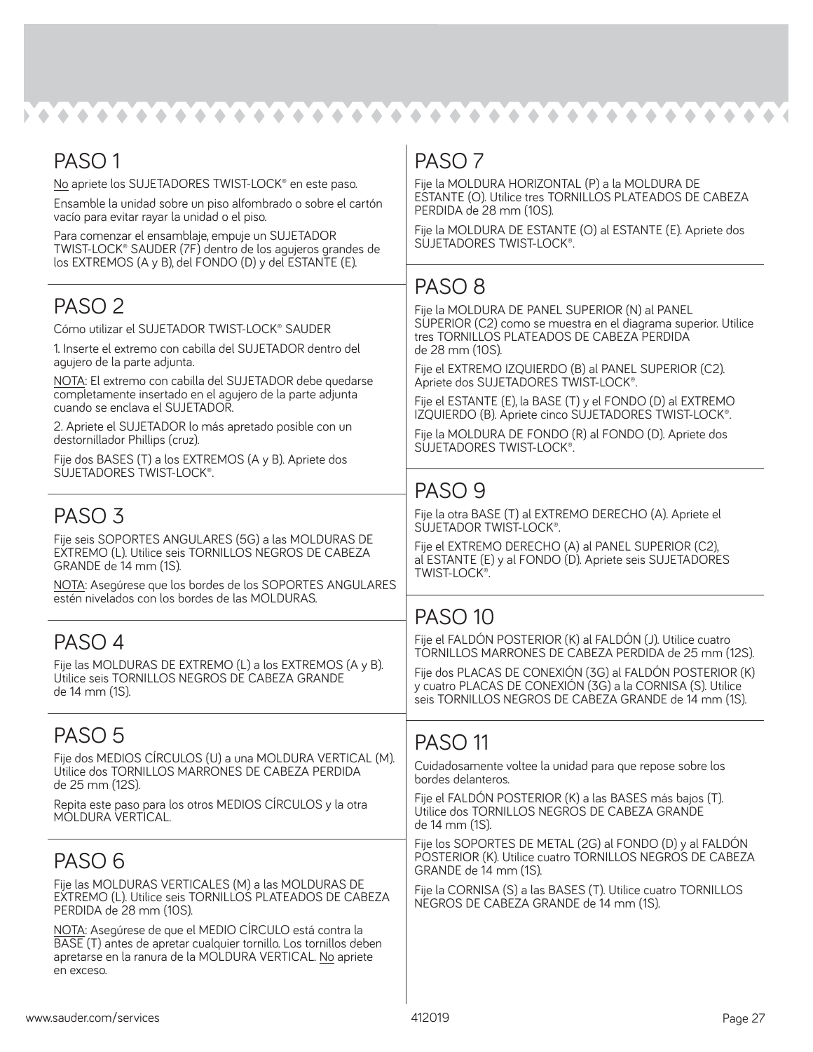## PASO 1

No apriete los SUJETADORES TWIST-LOCK® en este paso.

Ensamble la unidad sobre un piso alfombrado o sobre el cartón vacío para evitar rayar la unidad o el piso.

Para comenzar el ensamblaje, empuje un SUJETADOR TWIST-LOCK® SAUDER (7F) dentro de los agujeros grandes de los EXTREMOS (A y B), del FONDO (D) y del ESTANTE (E).

## PASO 2

Cómo utilizar el SUJETADOR TWIST-LOCK® SAUDER

1. Inserte el extremo con cabilla del SUJETADOR dentro del agujero de la parte adjunta.

NOTA: El extremo con cabilla del SUJETADOR debe quedarse completamente insertado en el agujero de la parte adjunta cuando se enclava el SUJETADOR.

2. Apriete el SUJETADOR lo más apretado posible con un destornillador Phillips (cruz).

Fije dos BASES (T) a los EXTREMOS (A y B). Apriete dos SUJETADORES TWIST-LOCK®.

## PASO 3

Fije seis SOPORTES ANGULARES (5G) a las MOLDURAS DE EXTREMO (L). Utilice seis TORNILLOS NEGROS DE CABEZA GRANDE de 14 mm (1S).

NOTA: Asegúrese que los bordes de los SOPORTES ANGULARES estén nivelados con los bordes de las MOLDURAS.

## PASO 4

Fije las MOLDURAS DE EXTREMO (L) a los EXTREMOS (A y B). Utilice seis TORNILLOS NEGROS DE CABEZA GRANDE de 14 mm (1S).

## PASO 5

Fije dos MEDIOS CÍRCULOS (U) a una MOLDURA VERTICAL (M). Utilice dos TORNILLOS MARRONES DE CABEZA PERDIDA de 25 mm (12S).

Repita este paso para los otros MEDIOS CÍRCULOS y la otra MOLDURA VERTICAL.

## PASO 6

Fije las MOLDURAS VERTICALES (M) a las MOLDURAS DE EXTREMO (L). Utilice seis TORNILLOS PLATEADOS DE CABEZA PERDIDA de 28 mm (10S).

NOTA: Asegúrese de que el MEDIO CÍRCULO está contra la BASE (T) antes de apretar cualquier tornillo. Los tornillos deben apretarse en la ranura de la MOLDURA VERTICAL. No apriete en exceso.

## PASO 7

Fije la MOLDURA HORIZONTAL (P) a la MOLDURA DE ESTANTE (O). Utilice tres TORNILLOS PLATEADOS DE CABEZA PERDIDA de 28 mm (10S).

Fije la MOLDURA DE ESTANTE (O) al ESTANTE (E). Apriete dos SUJETADORES TWIST-LOCK®.

## PASO 8

Fije la MOLDURA DE PANEL SUPERIOR (N) al PANEL SUPERIOR (C2) como se muestra en el diagrama superior. Utilice tres TORNILLOS PLATEADOS DE CABEZA PERDIDA de 28 mm (10S).

Fije el EXTREMO IZQUIERDO (B) al PANEL SUPERIOR (C2). Apriete dos SUJETADORES TWIST-LOCK®.

Fije el ESTANTE (E), la BASE (T) y el FONDO (D) al EXTREMO IZQUIERDO (B). Apriete cinco SUJETADORES TWIST-LOCK®.

Fije la MOLDURA DE FONDO (R) al FONDO (D). Apriete dos SUJETADORES TWIST-LOCK®.

## PASO 9

Fije la otra BASE (T) al EXTREMO DERECHO (A). Apriete el SUJETADOR TWIST-LOCK®.

Fije el EXTREMO DERECHO (A) al PANEL SUPERIOR (C2), al ESTANTE (E) y al FONDO (D). Apriete seis SUJETADORES TWIST-LOCK®.

## PASO 10

Fije el FALDÓN POSTERIOR (K) al FALDÓN (J). Utilice cuatro TORNILLOS MARRONES DE CABEZA PERDIDA de 25 mm (12S).

Fije dos PLACAS DE CONEXIÓN (3G) al FALDÓN POSTERIOR (K) y cuatro PLACAS DE CONEXIÓN (3G) a la CORNISA (S). Utilice seis TORNILLOS NEGROS DE CABEZA GRANDE de 14 mm (1S).

## PASO 11

Cuidadosamente voltee la unidad para que repose sobre los bordes delanteros.

Fije el FALDÓN POSTERIOR (K) a las BASES más bajos (T). Utilice dos TORNILLOS NEGROS DE CABEZA GRANDE de 14 mm (1S).

Fije los SOPORTES DE METAL (2G) al FONDO (D) y al FALDÓN POSTERIOR (K). Utilice cuatro TORNILLOS NEGROS DE CABEZA GRANDE de 14 mm (1S).

Fije la CORNISA (S) a las BASES (T). Utilice cuatro TORNILLOS NEGROS DE CABEZA GRANDE de 14 mm (1S).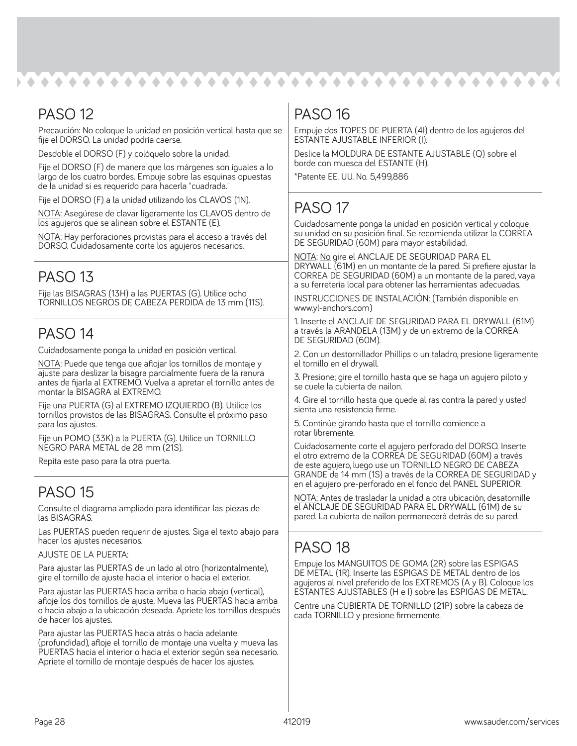## PASO 12

Precaución: No coloque la unidad en posición vertical hasta que se fije el DORSO. La unidad podría caerse.

Desdoble el DORSO (F) y colóquelo sobre la unidad.

Fije el DORSO (F) de manera que los márgenes son iguales a lo largo de los cuatro bordes. Empuje sobre las esquinas opuestas de la unidad si es requerido para hacerla "cuadrada."

Fije el DORSO (F) a la unidad utilizando los CLAVOS (1N).

NOTA: Asegúrese de clavar ligeramente los CLAVOS dentro de los agujeros que se alinean sobre el ESTANTE (E).

NOTA: Hay perforaciones provistas para el acceso a través del DORSO. Cuidadosamente corte los agujeros necesarios.

## PASO 13

Fije las BISAGRAS (13H) a las PUERTAS (G). Utilice ocho TORNILLOS NEGROS DE CABEZA PERDIDA de 13 mm (11S).

## PASO 14

Cuidadosamente ponga la unidad en posición vertical.

NOTA: Puede que tenga que aflojar los tornillos de montaje y ajuste para deslizar la bisagra parcialmente fuera de la ranura antes de fijarla al EXTREMO. Vuelva a apretar el tornillo antes de montar la BISAGRA al EXTREMO.

Fije una PUERTA (G) al EXTREMO IZQUIERDO (B). Utilice los tornillos provistos de las BISAGRAS. Consulte el próximo paso para los ajustes.

Fije un POMO (33K) a la PUERTA (G). Utilice un TORNILLO NEGRO PARA METAL de 28 mm (21S).

Repita este paso para la otra puerta.

## PASO 15

Consulte el diagrama ampliado para identificar las piezas de las BISAGRAS.

Las PUERTAS pueden requerir de ajustes. Siga el texto abajo para hacer los ajustes necesarios.

AJUSTE DE LA PUERTA:

Para ajustar las PUERTAS de un lado al otro (horizontalmente), gire el tornillo de ajuste hacia el interior o hacia el exterior.

Para ajustar las PUERTAS hacia arriba o hacia abajo (vertical), afloje los dos tornillos de ajuste. Mueva las PUERTAS hacia arriba o hacia abajo a la ubicación deseada. Apriete los tornillos después de hacer los ajustes.

Para ajustar las PUERTAS hacia atrás o hacia adelante (profundidad), afloje el tornillo de montaje una vuelta y mueva las PUERTAS hacia el interior o hacia el exterior según sea necesario. Apriete el tornillo de montaje después de hacer los ajustes.

## PASO 16

Empuje dos TOPES DE PUERTA (4I) dentro de los agujeros del ESTANTE AJUSTABLE INFERIOR (I).

Deslice la MOLDURA DE ESTANTE AJUSTABLE (Q) sobre el borde con muesca del ESTANTE (H).

*Patente EE. UU. No. 5,499,886

## PASO 17

Cuidadosamente ponga la unidad en posición vertical y coloque su unidad en su posición final. Se recomienda utilizar la CORREA DE SEGURIDAD (60M) para mayor estabilidad.

NOTA: No gire el ANCLAJE DE SEGURIDAD PARA EL DRYWALL (61M) en un montante de la pared. Si prefiere ajustar la CORREA DE SEGURIDAD (60M) a un montante de la pared, vaya a su ferretería local para obtener las herramientas adecuadas.

INSTRUCCIONES DE INSTALACIÓN: (También disponible en www.yl-anchors.com)

1. Inserte el ANCLAJE DE SEGURIDAD PARA EL DRYWALL (61M) a través la ARANDELA (13M) y de un extremo de la CORREA DE SEGURIDAD (60M).
2. Con un destornillador Phillips o un taladro, presione ligeramente el tornillo en el drywall.
3. Presione; gire el tornillo hasta que se haga un agujero piloto y se cuele la cubierta de nailon.
4. Gire el tornillo hasta que quede al ras contra la pared y usted sienta una resistencia firme.
5. Continúe girando hasta que el tornillo comience a rotar libremente.

Cuidadosamente corte el agujero perforado del DORSO. Inserte el otro extremo de la CORREA DE SEGURIDAD (60M) a través de este agujero, luego use un TORNILLO NEGRO DE CABEZA GRANDE de 14 mm (1S) a través de la CORREA DE SEGURIDAD y en el agujero pre-perforado en el fondo del PANEL SUPERIOR.

NOTA: Antes de trasladar la unidad a otra ubicación, desatornille el ANCLAJE DE SEGURIDAD PARA EL DRYWALL (61M) de su pared. La cubierta de nailon permanecerá detrás de su pared.

## PASO 18

Empuje los MANGUITOS DE GOMA (2R) sobre las ESPIGAS DE METAL (1R). Inserte las ESPIGAS DE METAL dentro de los agujeros al nivel preferido de los EXTREMOS (A y B). Coloque los ESTANTES AJUSTABLES (H e I) sobre las ESPIGAS DE METAL.

Centre una CUBIERTA DE TORNILLO (21P) sobre la cabeza de cada TORNILLO y presione firmemente.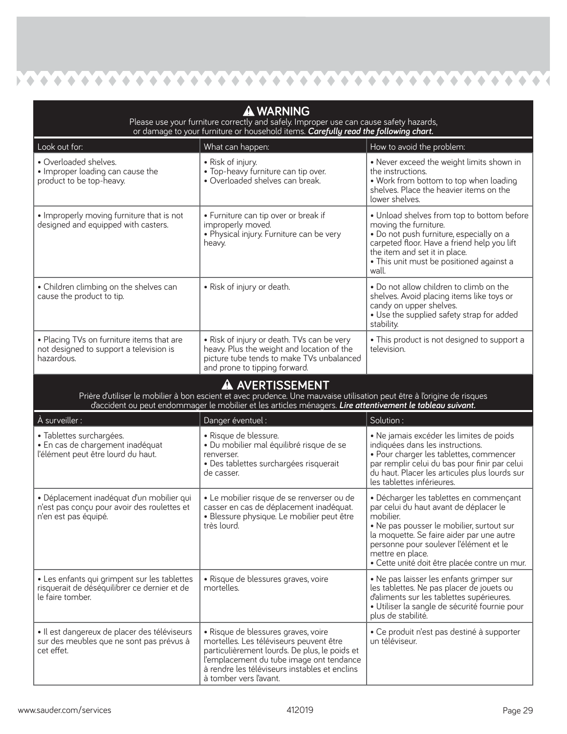## ⚠ WARNING

Please use your furniture correctly and safely. Improper use can cause safety hazards, or damage to your furniture or household items. ***Carefully read the following chart.***

| Look out for: | What can happen: | How to avoid the problem: |
| --- | --- | --- |
| • Overloaded shelves.<br>• Improper loading can cause the product to be top-heavy. | • Risk of injury.<br>• Top-heavy furniture can tip over.<br>• Overloaded shelves can break. | • Never exceed the weight limits shown in the instructions.<br>• Work from bottom to top when loading shelves. Place the heavier items on the lower shelves. |
| • Improperly moving furniture that is not designed and equipped with casters. | • Furniture can tip over or break if improperly moved.<br>• Physical injury. Furniture can be very heavy. | • Unload shelves from top to bottom before moving the furniture.<br>• Do not push furniture, especially on a carpeted floor. Have a friend help you lift the item and set it in place.<br>• This unit must be positioned against a wall. |
| • Children climbing on the shelves can cause the product to tip. | • Risk of injury or death. | • Do not allow children to climb on the shelves. Avoid placing items like toys or candy on upper shelves.<br>• Use the supplied safety strap for added stability. |
| • Placing TVs on furniture items that are not designed to support a television is hazardous. | • Risk of injury or death. TVs can be very heavy. Plus the weight and location of the picture tube tends to make TVs unbalanced and prone to tipping forward. | • This product is not designed to support a television. |

## ⚠ AVERTISSEMENT

Prière d'utiliser le mobilier à bon escient et avec prudence. Une mauvaise utilisation peut être à l'origine de risques d'accident ou peut endommager le mobilier et les articles ménagers. ***Lire attentivement le tableau suivant.***

| À surveiller : | Danger éventuel : | Solution : |
| --- | --- | --- |
| • Tablettes surchargées.<br>• En cas de chargement inadéquat l'élément peut être lourd du haut. | • Risque de blessure.<br>• Du mobilier mal équilibré risque de se renverser.<br>• Des tablettes surchargées risquerait de casser. | • Ne jamais excéder les limites de poids indiquées dans les instructions.<br>• Pour charger les tablettes, commencer par remplir celui du bas pour finir par celui du haut. Placer les articules plus lourds sur les tablettes inférieures. |
| • Déplacement inadéquat d'un mobilier qui n'est pas conçu pour avoir des roulettes et n'en est pas équipé. | • Le mobilier risque de se renverser ou de casser en cas de déplacement inadéquat.<br>• Blessure physique. Le mobilier peut être très lourd. | • Décharger les tablettes en commençant par celui du haut avant de déplacer le mobilier.<br>• Ne pas pousser le mobilier, surtout sur la moquette. Se faire aider par une autre personne pour soulever l'élément et le mettre en place.<br>• Cette unité doit être placée contre un mur. |
| • Les enfants qui grimpent sur les tablettes risquerait de déséquilibrer ce dernier et de le faire tomber. | • Risque de blessures graves, voire mortelles. | • Ne pas laisser les enfants grimper sur les tablettes. Ne pas placer de jouets ou d'aliments sur les tablettes supérieures.<br>• Utiliser la sangle de sécurité fournie pour plus de stabilité. |
| • Il est dangereux de placer des téléviseurs sur des meubles que ne sont pas prévus à cet effet. | • Risque de blessures graves, voire mortelles. Les téléviseurs peuvent être particulièrement lourds. De plus, le poids et l'emplacement du tube image ont tendance à rendre les téléviseurs instables et enclins à tomber vers l'avant. | • Ce produit n'est pas destiné à supporter un téléviseur. |

www.sauder.com/services 412019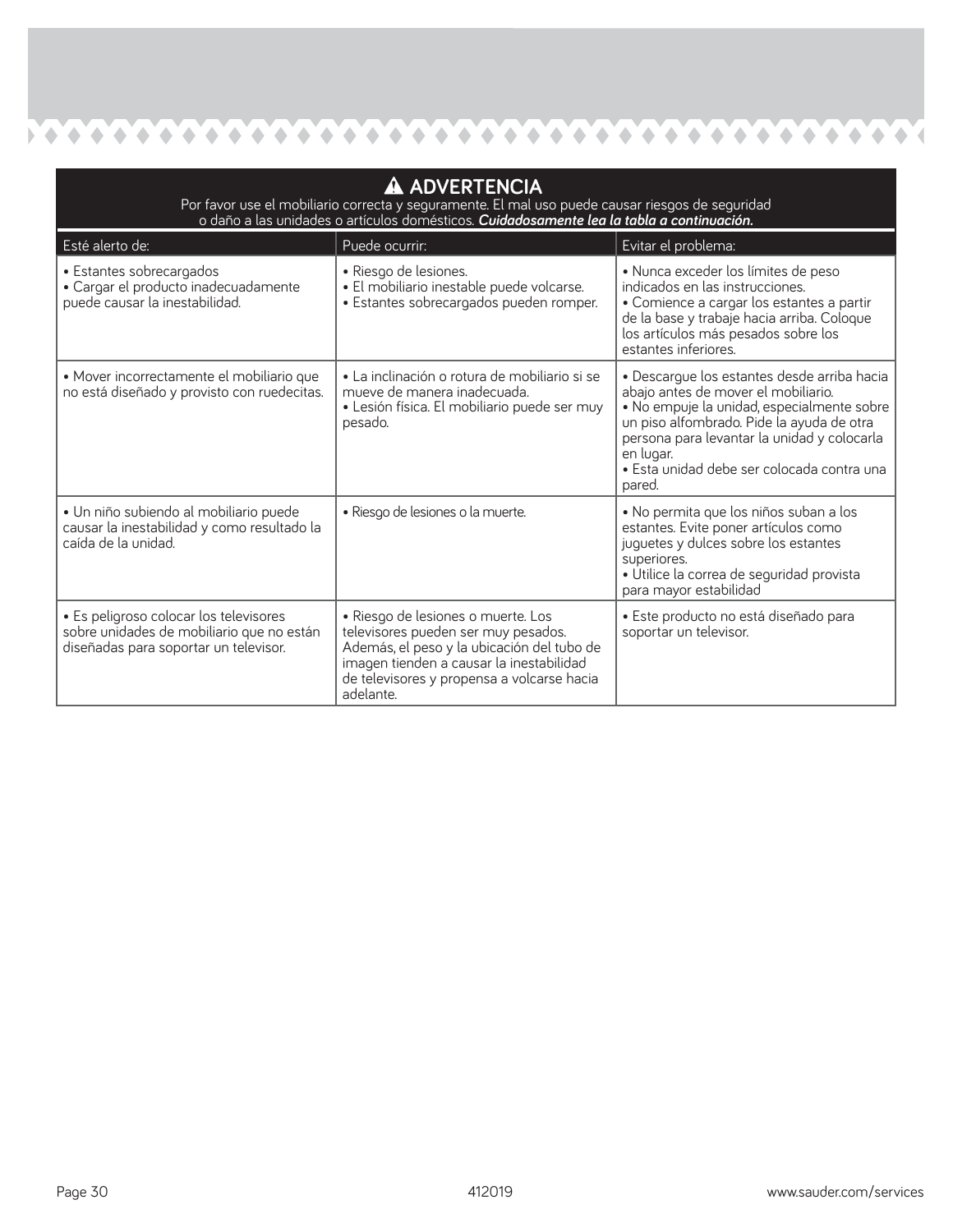# ⚠ ADVERTENCIA

Por favor use el mobiliario correcta y seguramente. El mal uso puede causar riesgos de seguridad o daño a las unidades o artículos domésticos. ***Cuidadosamente lea la tabla a continuación.***

| Esté alerto de: | Puede ocurrir: | Evitar el problema: |
|---|---|---|
| • Estantes sobrecargados<br>• Cargar el producto inadecuadamente puede causar la inestabilidad. | • Riesgo de lesiones.<br>• El mobiliario inestable puede volcarse.<br>• Estantes sobrecargados pueden romper. | • Nunca exceder los límites de peso indicados en las instrucciones.<br>• Comience a cargar los estantes a partir de la base y trabaje hacia arriba. Coloque los artículos más pesados sobre los estantes inferiores. |
| • Mover incorrectamente el mobiliario que no está diseñado y provisto con ruedecitas. | • La inclinación o rotura de mobiliario si se mueve de manera inadecuada.<br>• Lesión física. El mobiliario puede ser muy pesado. | • Descargue los estantes desde arriba hacia abajo antes de mover el mobiliario.<br>• No empuje la unidad, especialmente sobre un piso alfombrado. Pide la ayuda de otra persona para levantar la unidad y colocarla en lugar.<br>• Esta unidad debe ser colocada contra una pared. |
| • Un niño subiendo al mobiliario puede causar la inestabilidad y como resultado la caída de la unidad. | • Riesgo de lesiones o la muerte. | • No permita que los niños suban a los estantes. Evite poner artículos como juguetes y dulces sobre los estantes superiores.<br>• Utilice la correa de seguridad provista para mayor estabilidad |
| • Es peligroso colocar los televisores sobre unidades de mobiliario que no están diseñadas para soportar un televisor. | • Riesgo de lesiones o muerte. Los televisores pueden ser muy pesados. Además, el peso y la ubicación del tubo de imagen tienden a causar la inestabilidad de televisores y propensa a volcarse hacia adelante. | • Este producto no está diseñado para soportar un televisor. |

412019

www.sauder.com/services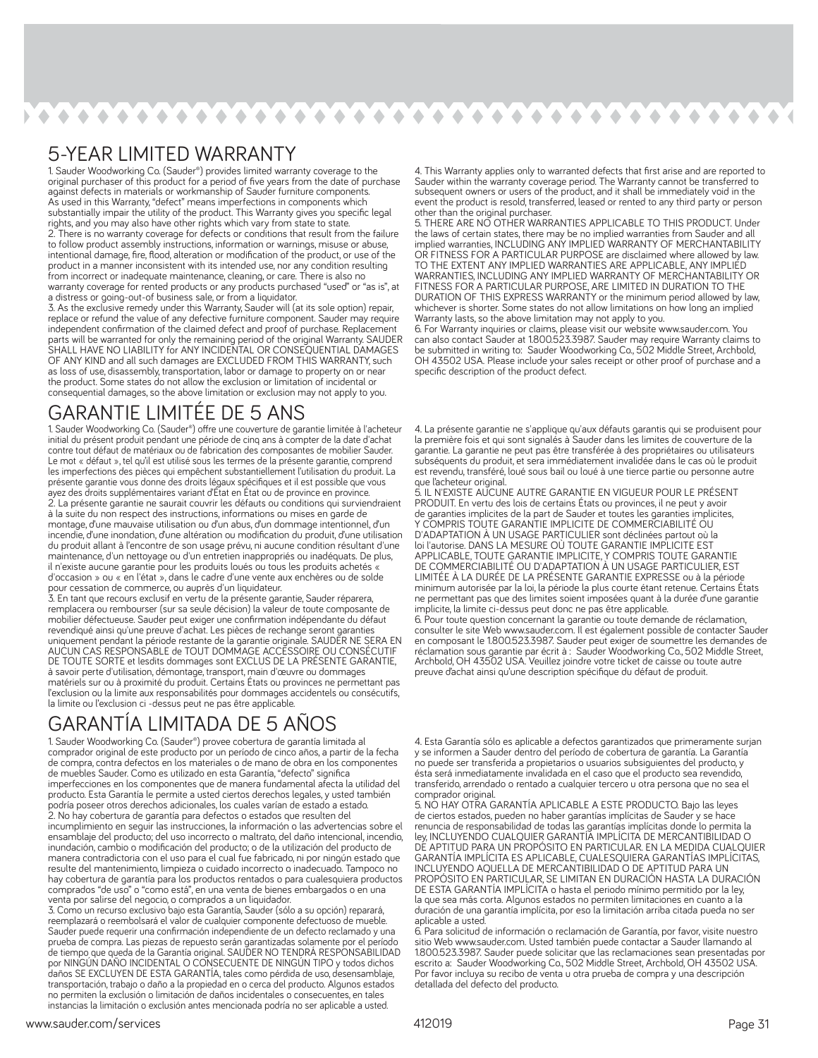# 5-YEAR LIMITED WARRANTY

1. Sauder Woodworking Co. (Sauder®) provides limited warranty coverage to the original purchaser of this product for a period of five years from the date of purchase against defects in materials or workmanship of Sauder furniture components. As used in this Warranty, "defect" means imperfections in components which substantially impair the utility of the product. This Warranty gives you specific legal rights, and you may also have other rights which vary from state to state.
2. There is no warranty coverage for defects or conditions that result from the failure to follow product assembly instructions, information or warnings, misuse or abuse, intentional damage, fire, flood, alteration or modification of the product, or use of the product in a manner inconsistent with its intended use, nor any condition resulting from incorrect or inadequate maintenance, cleaning, or care. There is also no warranty coverage for rented products or any products purchased "used" or "as is", at a distress or going-out-of business sale, or from a liquidator.
3. As the exclusive remedy under this Warranty, Sauder will (at its sole option) repair, replace or refund the value of any defective furniture component. Sauder may require independent confirmation of the claimed defect and proof of purchase. Replacement parts will be warranted for only the remaining period of the original Warranty. SAUDER SHALL HAVE NO LIABILITY for ANY INCIDENTAL OR CONSEQUENTIAL DAMAGES OF ANY KIND and all such damages are EXCLUDED FROM THIS WARRANTY, such as loss of use, disassembly, transportation, labor or damage to property on or near the product. Some states do not allow the exclusion or limitation of incidental or consequential damages, so the above limitation or exclusion may not apply to you.
4. This Warranty applies only to warranted defects that first arise and are reported to Sauder within the warranty coverage period. The Warranty cannot be transferred to subsequent owners or users of the product, and it shall be immediately void in the event the product is resold, transferred, leased or rented to any third party or person other than the original purchaser.
5. THERE ARE NO OTHER WARRANTIES APPLICABLE TO THIS PRODUCT. Under the laws of certain states, there may be no implied warranties from Sauder and all implied warranties, INCLUDING ANY IMPLIED WARRANTY OF MERCHANTABILITY OR FITNESS FOR A PARTICULAR PURPOSE are disclaimed where allowed by law. TO THE EXTENT ANY IMPLIED WARRANTIES ARE APPLICABLE, ANY IMPLIED WARRANTIES, INCLUDING ANY IMPLIED WARRANTY OF MERCHANTABILITY OR FITNESS FOR A PARTICULAR PURPOSE, ARE LIMITED IN DURATION TO THE DURATION OF THIS EXPRESS WARRANTY or the minimum period allowed by law, whichever is shorter. Some states do not allow limitations on how long an implied Warranty lasts, so the above limitation may not apply to you.
6. For Warranty inquiries or claims, please visit our website www.sauder.com. You can also contact Sauder at 1.800.523.3987. Sauder may require Warranty claims to be submitted in writing to: Sauder Woodworking Co., 502 Middle Street, Archbold, OH 43502 USA. Please include your sales receipt or other proof of purchase and a specific description of the product defect.

# GARANTIE LIMITÉE DE 5 ANS

1. Sauder Woodworking Co. (Sauder®) offre une couverture de garantie limitée à l'acheteur initial du présent produit pendant une période de cinq ans à compter de la date d'achat contre tout défaut de matériaux ou de fabrication des composantes de mobilier Sauder. Le mot « défaut », tel qu'il est utilisé sous les termes de la présente garantie, comprend les imperfections des pièces qui empêchent substantiellement l'utilisation du produit. La présente garantie vous donne des droits légaux spécifiques et il est possible que vous ayez des droits supplémentaires variant d'État en État ou de province en province.
2. La présente garantie ne saurait couvrir les défauts ou conditions qui surviendraient à la suite du non respect des instructions, informations ou mises en garde de montage, d'une mauvaise utilisation ou d'un abus, d'un dommage intentionnel, d'un incendie, d'une inondation, d'une altération ou modification du produit, d'une utilisation du produit allant à l'encontre de son usage prévu, ni aucune condition résultant d'une maintenance, d'un nettoyage ou d'un entretien inappropriés ou inadéquats. De plus, il n'existe aucune garantie pour les produits loués ou tous les produits achetés « d'occasion » ou « en l'état », dans le cadre d'une vente aux enchères ou de solde pour cessation de commerce, ou auprès d'un liquidateur.
3. En tant que recours exclusif en vertu de la présente garantie, Sauder réparera, remplacera ou remboursera (sur sa seule décision) la valeur de toute composante de mobilier défectueuse. Sauder peut exiger une confirmation indépendante du défaut revendiqué ainsi qu'une preuve d'achat. Les pièces de rechange seront garanties uniquement pendant la période restante de la garantie originale. SAUDER NE SERA EN AUCUN CAS RESPONSABLE de TOUT DOMMAGE ACCESSOIRE OU CONSÉCUTIF DE TOUTE SORTE et lesdits dommages sont EXCLUS DE LA PRÉSENTE GARANTIE, à savoir perte d'utilisation, démontage, transport, main d'œuvre ou dommages matériels sur ou à proximité du produit. Certains États ou provinces ne permettant pas l'exclusion ou la limite aux responsabilités pour dommages accidentels ou consécutifs, la limite ou l'exclusion ci -dessus peut ne pas être applicable.
4. La présente garantie ne s'applique qu'aux défauts garantis qui se produisent pour la première fois et qui sont signalés à Sauder dans les limites de couverture de la garantie. La garantie ne peut pas être transférée à des propriétaires ou utilisateurs subséquents du produit, et sera immédiatement invalidée dans le cas où le produit est revendu, transféré, loué sous bail ou loué à une tierce partie ou personne autre que l'acheteur original.
5. IL N'EXISTE AUCUNE AUTRE GARANTIE EN VIGUEUR POUR LE PRÉSENT PRODUIT. En vertu des lois de certains États ou provinces, il ne peut y avoir de garanties implicites de la part de Sauder et toutes les garanties implicites, Y COMPRIS TOUTE GARANTIE IMPLICITE DE COMMERCIABILITÉ OU D'ADAPTATION À UN USAGE PARTICULIER sont déclinées partout où la loi l'autorise. DANS LA MESURE OÙ TOUTE GARANTIE IMPLICITE EST APPLICABLE, TOUTE GARANTIE IMPLICITE, Y COMPRIS TOUTE GARANTIE DE COMMERCIABILITÉ OU D'ADAPTATION À UN USAGE PARTICULIER, EST LIMITÉE À LA DURÉE DE LA PRÉSENTE GARANTIE EXPRESSE ou à la période minimum autorisée par la loi, la période la plus courte étant retenue. Certains États ne permettant pas que des limites soient imposées quant à la durée d'une garantie implicite, la limite ci-dessus peut donc ne pas être applicable.
6. Pour toute question concernant la garantie ou toute demande de réclamation, consulter le site Web www.sauder.com. Il est également possible de contacter Sauder en composant le 1.800.523.3987. Sauder peut exiger de soumettre les demandes de réclamation sous garantie par écrit à : Sauder Woodworking Co., 502 Middle Street, Archbold, OH 43502 USA. Veuillez joindre votre ticket de caisse ou toute autre preuve d'achat ainsi qu'une description spécifique du défaut de produit.

# GARANTÍA LIMITADA DE 5 AÑOS

1. Sauder Woodworking Co. (Sauder®) provee cobertura de garantía limitada al comprador original de este producto por un período de cinco años, a partir de la fecha de compra, contra defectos en los materiales o de mano de obra en los componentes de muebles Sauder. Como es utilizado en esta Garantía, "defecto" significa imperfecciones en los componentes que de manera fundamental afecta la utilidad del producto. Esta Garantía le permite a usted ciertos derechos legales, y usted también podría poseer otros derechos adicionales, los cuales varían de estado a estado.
2. No hay cobertura de garantía para defectos o estados que resulten del incumplimiento en seguir las instrucciones, la información o las advertencias sobre el ensamblaje del producto; del uso incorrecto o maltrato, del daño intencional, incendio, inundación, cambio o modificación del producto; o de la utilización del producto de manera contradictoria con el uso para el cual fue fabricado, ni por ningún estado que resulte del mantenimiento, limpieza o cuidado incorrecto o inadecuado. Tampoco no hay cobertura de garantía para los productos rentados o para cualesquiera productos comprados "de uso" o "como está", en una venta de bienes embargados o en una venta por salirse del negocio, o comprados a un liquidador.
3. Como un recurso exclusivo bajo esta Garantía, Sauder (sólo a su opción) reparará, reemplazará o reembolsará el valor de cualquier componente defectuoso de mueble. Sauder puede requerir una confirmación independiente de un defecto reclamado y una prueba de compra. Las piezas de repuesto serán garantizadas solamente por el período de tiempo que queda de la Garantía original. SAUDER NO TENDRÁ RESPONSABILIDAD por NINGÚN DAÑO INCIDENTAL O CONSECUENTE DE NINGÚN TIPO y todos dichos daños SE EXCLUYEN DE ESTA GARANTÍA, tales como pérdida de uso, desensamblaje, transportación, trabajo o daño a la propiedad en o cerca del producto. Algunos estados no permiten la exclusión o limitación de daños incidentales o consecuentes, en tales instancias la limitación o exclusión antes mencionada podría no ser aplicable a usted.
4. Esta Garantía sólo es aplicable a defectos garantizados que primeramente surjan y se informen a Sauder dentro del período de cobertura de garantía. La Garantía no puede ser transferida a propietarios o usuarios subsiguientes del producto, y ésta será inmediatamente invalidada en el caso que el producto sea revendido, transferido, arrendado o rentado a cualquier tercero u otra persona que no sea el comprador original.
5. NO HAY OTRA GARANTÍA APLICABLE A ESTE PRODUCTO. Bajo las leyes de ciertos estados, pueden no haber garantías implícitas de Sauder y se hace renuncia de responsabilidad de todas las garantías implícitas donde lo permita la ley, INCLUYENDO CUALQUIER GARANTÍA IMPLÍCITA DE MERCANTIBILIDAD O DE APTITUD PARA UN PROPÓSITO EN PARTICULAR. EN LA MEDIDA CUALQUIER GARANTÍA IMPLÍCITA ES APLICABLE, CUALESQUIERA GARANTÍAS IMPLÍCITAS, INCLUYENDO AQUELLA DE MERCANTIBILIDAD O DE APTITUD PARA UN PROPÓSITO EN PARTICULAR, SE LIMITAN EN DURACIÓN HASTA LA DURACIÓN DE ESTA GARANTÍA IMPLÍCITA o hasta el periodo mínimo permitido por la ley, la que sea más corta. Algunos estados no permiten limitaciones en cuanto a la duración de una garantía implícita, por eso la limitación arriba citada pueda no ser aplicable a usted.
6. Para solicitud de información o reclamación de Garantía, por favor, visite nuestro sitio Web www.sauder.com. Usted también puede contactar a Sauder llamando al 1.800.523.3987. Sauder puede solicitar que las reclamaciones sean presentadas por escrito a: Sauder Woodworking Co., 502 Middle Street, Archbold, OH 43502 USA. Por favor incluya su recibo de venta u otra prueba de compra y una descripción detallada del defecto del producto.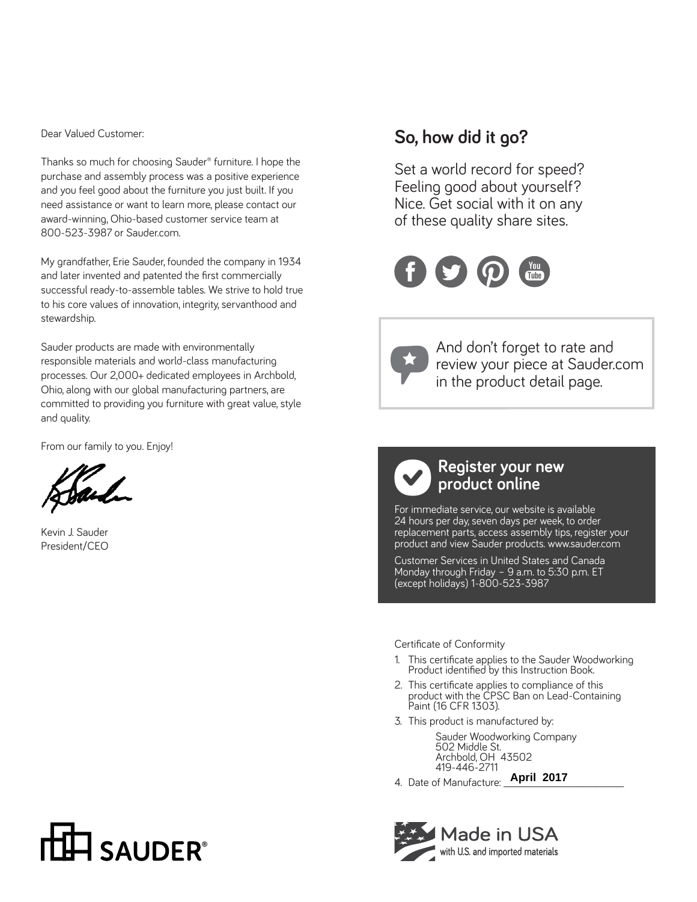Dear Valued Customer:

Thanks so much for choosing Sauder® furniture. I hope the purchase and assembly process was a positive experience and you feel good about the furniture you just built. If you need assistance or want to learn more, please contact our award-winning, Ohio-based customer service team at 800-523-3987 or Sauder.com.

My grandfather, Erie Sauder, founded the company in 1934 and later invented and patented the first commercially successful ready-to-assemble tables. We strive to hold true to his core values of innovation, integrity, servanthood and stewardship.

Sauder products are made with environmentally responsible materials and world-class manufacturing processes. Our 2,000+ dedicated employees in Archbold, Ohio, along with our global manufacturing partners, are committed to providing you furniture with great value, style and quality.

From our family to you. Enjoy!

Kevin J. Sauder
President/CEO

SAUDER®

## So, how did it go?

Set a world record for speed? Feeling good about yourself? Nice. Get social with it on any of these quality share sites.

And don't forget to rate and review your piece at Sauder.com in the product detail page.

## Register your new product online

For immediate service, our website is available 24 hours per day, seven days per week, to order replacement parts, access assembly tips, register your product and view Sauder products. www.sauder.com

Customer Services in United States and Canada Monday through Friday – 9 a.m. to 5:30 p.m. ET (except holidays) 1-800-523-3987

Certificate of Conformity

1. This certificate applies to the Sauder Woodworking Product identified by this Instruction Book.
2. This certificate applies to compliance of this product with the CPSC Ban on Lead-Containing Paint (16 CFR 1303).
3. This product is manufactured by:

   Sauder Woodworking Company
   502 Middle St.
   Archbold, OH 43502
   419-446-2711
4. Date of Manufacture: April 2017

Made in USA
with U.S. and imported materials